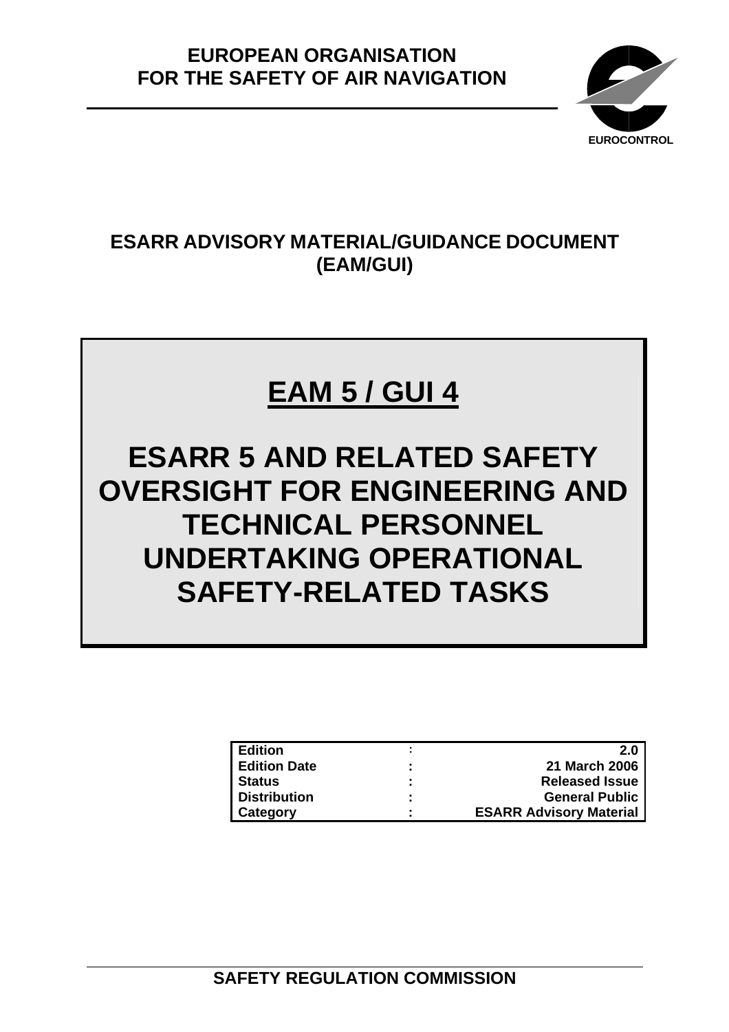**EUROPEAN ORGANISATION FOR THE SAFETY OF AIR NAVIGATION**

EUROCONTROL

## ESARR ADVISORY MATERIAL/GUIDANCE DOCUMENT (EAM/GUI)

# EAM 5 / GUI 4

# ESARR 5 AND RELATED SAFETY OVERSIGHT FOR ENGINEERING AND TECHNICAL PERSONNEL UNDERTAKING OPERATIONAL SAFETY-RELATED TASKS

| | | |
|---|---|---|
| **Edition** | : | **2.0** |
| **Edition Date** | : | **21 March 2006** |
| **Status** | : | **Released Issue** |
| **Distribution** | : | **General Public** |
| **Category** | : | **ESARR Advisory Material** |

**SAFETY REGULATION COMMISSION**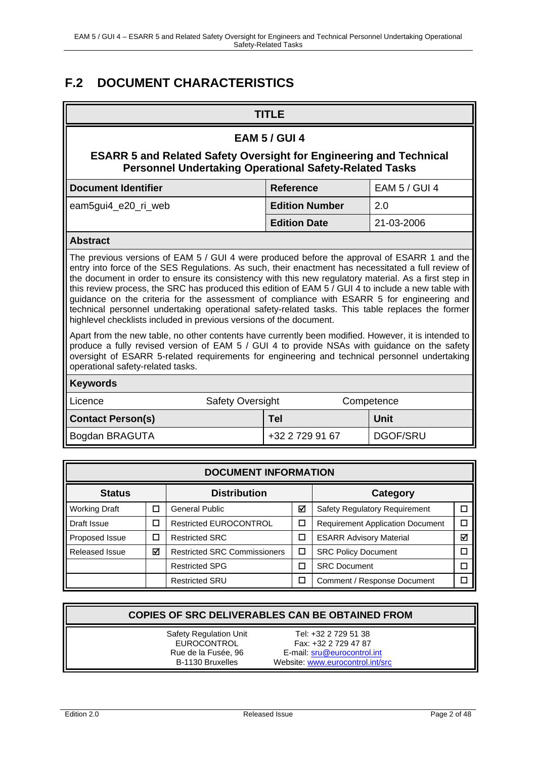## F.2 DOCUMENT CHARACTERISTICS

| TITLE | | |
|---|---|---|
| **EAM 5 / GUI 4**<br>**ESARR 5 and Related Safety Oversight for Engineering and Technical Personnel Undertaking Operational Safety-Related Tasks** | | |
| **Document Identifier** | **Reference** | EAM 5 / GUI 4 |
| eam5gui4_e20_ri_web | **Edition Number** | 2.0 |
| | **Edition Date** | 21-03-2006 |

**Abstract**

The previous versions of EAM 5 / GUI 4 were produced before the approval of ESARR 1 and the entry into force of the SES Regulations. As such, their enactment has necessitated a full review of the document in order to ensure its consistency with this new regulatory material. As a first step in this review process, the SRC has produced this edition of EAM 5 / GUI 4 to include a new table with guidance on the criteria for the assessment of compliance with ESARR 5 for engineering and technical personnel undertaking operational safety-related tasks. This table replaces the former highlevel checklists included in previous versions of the document.

Apart from the new table, no other contents have currently been modified. However, it is intended to produce a fully revised version of EAM 5 / GUI 4 to provide NSAs with guidance on the safety oversight of ESARR 5-related requirements for engineering and technical personnel undertaking operational safety-related tasks.

**Keywords**

| Licence | Safety Oversight | Competence |
|---|---|---|

| **Contact Person(s)** | **Tel** | **Unit** |
|---|---|---|
| Bogdan BRAGUTA | +32 2 729 91 67 | DGOF/SRU |

| DOCUMENT INFORMATION | | | | | |
|---|---|---|---|---|---|
| **Status** | | **Distribution** | | **Category** | |
| Working Draft | ☐ | General Public | ☑ | Safety Regulatory Requirement | ☐ |
| Draft Issue | ☐ | Restricted EUROCONTROL | ☐ | Requirement Application Document | ☐ |
| Proposed Issue | ☐ | Restricted SRC | ☐ | ESARR Advisory Material | ☑ |
| Released Issue | ☑ | Restricted SRC Commissioners | ☐ | SRC Policy Document | ☐ |
| | | Restricted SPG | ☐ | SRC Document | ☐ |
| | | Restricted SRU | ☐ | Comment / Response Document | ☐ |

**COPIES OF SRC DELIVERABLES CAN BE OBTAINED FROM**

| | |
|---|---|
| Safety Regulation Unit | Tel: +32 2 729 51 38 |
| EUROCONTROL | Fax: +32 2 729 47 87 |
| Rue de la Fusée, 96 | E-mail: sru@eurocontrol.int |
| B-1130 Bruxelles | Website: www.eurocontrol.int/src |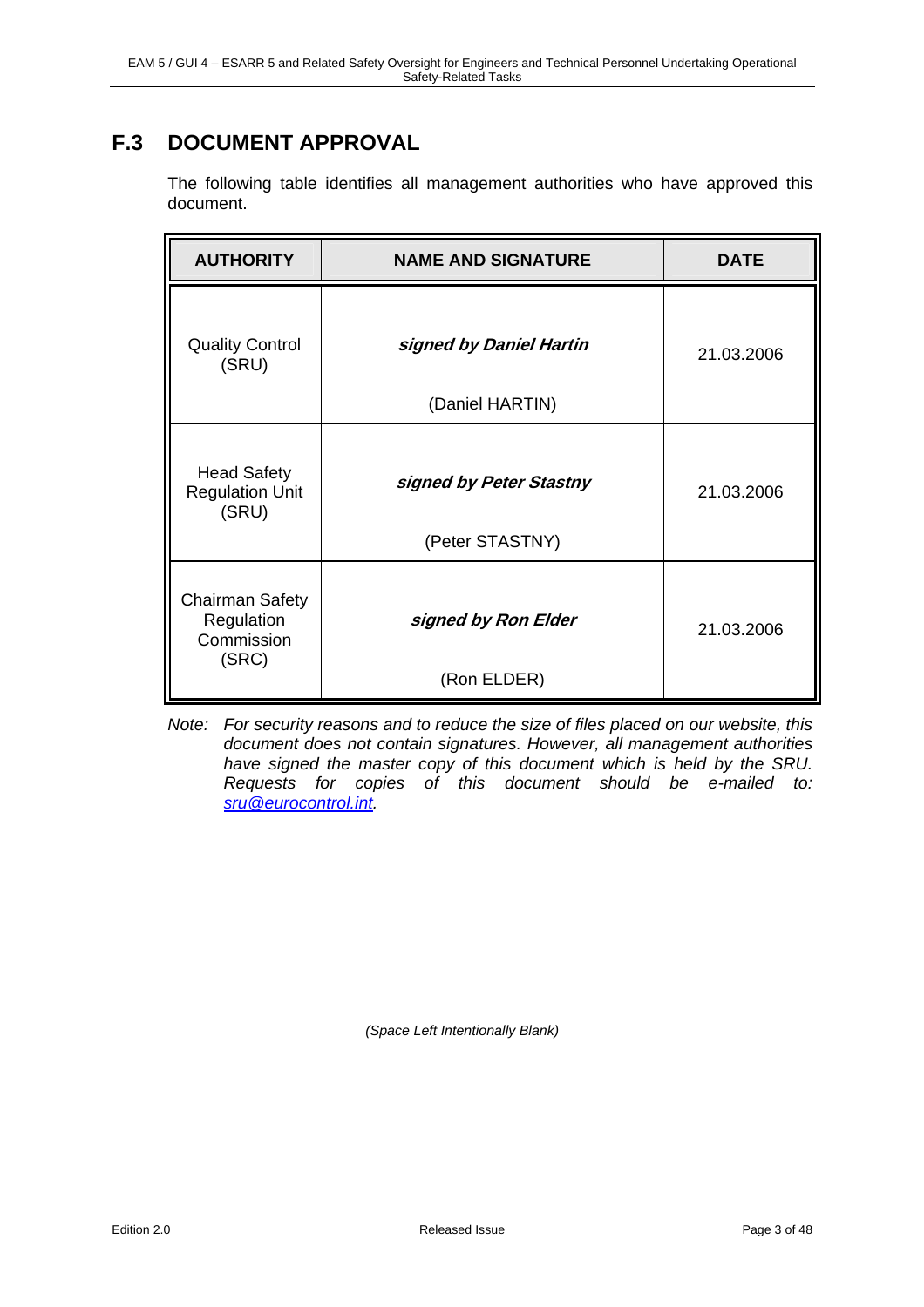## F.3 DOCUMENT APPROVAL

The following table identifies all management authorities who have approved this document.

| AUTHORITY | NAME AND SIGNATURE | DATE |
|---|---|---|
| Quality Control (SRU) | ***signed by Daniel Hartin***<br>(Daniel HARTIN) | 21.03.2006 |
| Head Safety Regulation Unit (SRU) | ***signed by Peter Stastny***<br>(Peter STASTNY) | 21.03.2006 |
| Chairman Safety Regulation Commission (SRC) | ***signed by Ron Elder***<br>(Ron ELDER) | 21.03.2006 |

*Note: For security reasons and to reduce the size of files placed on our website, this document does not contain signatures. However, all management authorities have signed the master copy of this document which is held by the SRU. Requests for copies of this document should be e-mailed to: sru@eurocontrol.int.*

*(Space Left Intentionally Blank)*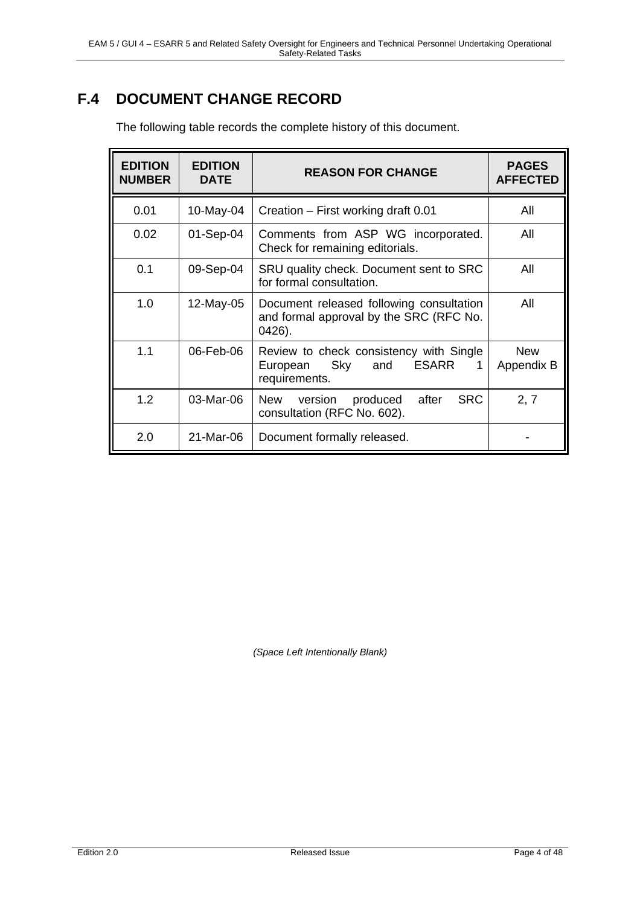## F.4 DOCUMENT CHANGE RECORD

The following table records the complete history of this document.

| EDITION NUMBER | EDITION DATE | REASON FOR CHANGE | PAGES AFFECTED |
|---|---|---|---|
| 0.01 | 10-May-04 | Creation – First working draft 0.01 | All |
| 0.02 | 01-Sep-04 | Comments from ASP WG incorporated. Check for remaining editorials. | All |
| 0.1 | 09-Sep-04 | SRU quality check. Document sent to SRC for formal consultation. | All |
| 1.0 | 12-May-05 | Document released following consultation and formal approval by the SRC (RFC No. 0426). | All |
| 1.1 | 06-Feb-06 | Review to check consistency with Single European Sky and ESARR 1 requirements. | New Appendix B |
| 1.2 | 03-Mar-06 | New version produced after SRC consultation (RFC No. 602). | 2, 7 |
| 2.0 | 21-Mar-06 | Document formally released. | - |

*(Space Left Intentionally Blank)*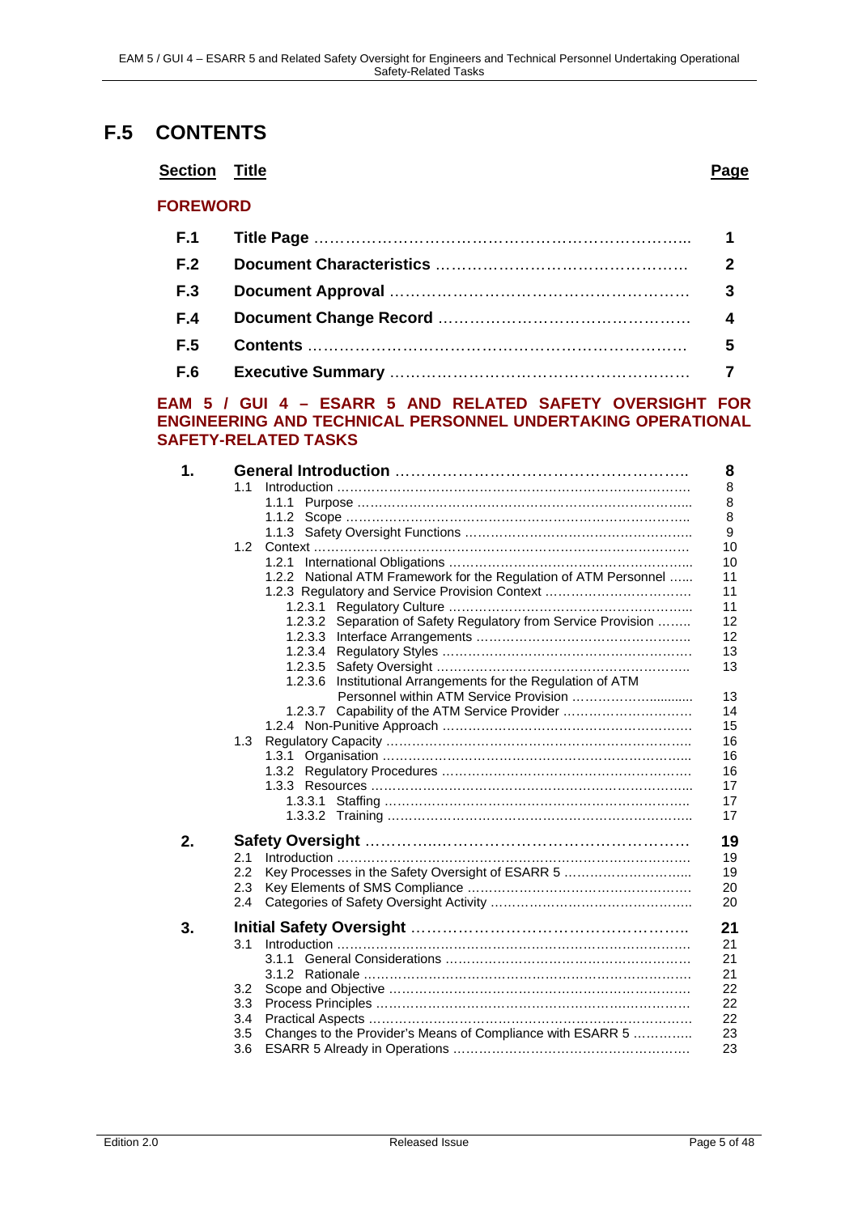# F.5 CONTENTS

| Section | Title | Page |
|---|---|---|
| **FOREWORD** | | |
| **F.1** | **Title Page** | **1** |
| **F.2** | **Document Characteristics** | **2** |
| **F.3** | **Document Approval** | **3** |
| **F.4** | **Document Change Record** | **4** |
| **F.5** | **Contents** | **5** |
| **F.6** | **Executive Summary** | **7** |

**EAM 5 / GUI 4 – ESARR 5 AND RELATED SAFETY OVERSIGHT FOR ENGINEERING AND TECHNICAL PERSONNEL UNDERTAKING OPERATIONAL SAFETY-RELATED TASKS**

| Section | Title | Page |
|---|---|---|
| **1.** | **General Introduction** | **8** |
| 1.1 | Introduction | 8 |
| 1.1.1 | Purpose | 8 |
| 1.1.2 | Scope | 8 |
| 1.1.3 | Safety Oversight Functions | 9 |
| 1.2 | Context | 10 |
| 1.2.1 | International Obligations | 10 |
| 1.2.2 | National ATM Framework for the Regulation of ATM Personnel | 11 |
| 1.2.3 | Regulatory and Service Provision Context | 11 |
| 1.2.3.1 | Regulatory Culture | 11 |
| 1.2.3.2 | Separation of Safety Regulatory from Service Provision | 12 |
| 1.2.3.3 | Interface Arrangements | 12 |
| 1.2.3.4 | Regulatory Styles | 13 |
| 1.2.3.5 | Safety Oversight | 13 |
| 1.2.3.6 | Institutional Arrangements for the Regulation of ATM Personnel within ATM Service Provision | 13 |
| 1.2.3.7 | Capability of the ATM Service Provider | 14 |
| 1.2.4 | Non-Punitive Approach | 15 |
| 1.3 | Regulatory Capacity | 16 |
| 1.3.1 | Organisation | 16 |
| 1.3.2 | Regulatory Procedures | 16 |
| 1.3.3 | Resources | 17 |
| 1.3.3.1 | Staffing | 17 |
| 1.3.3.2 | Training | 17 |
| **2.** | **Safety Oversight** | **19** |
| 2.1 | Introduction | 19 |
| 2.2 | Key Processes in the Safety Oversight of ESARR 5 | 19 |
| 2.3 | Key Elements of SMS Compliance | 20 |
| 2.4 | Categories of Safety Oversight Activity | 20 |
| **3.** | **Initial Safety Oversight** | **21** |
| 3.1 | Introduction | 21 |
| 3.1.1 | General Considerations | 21 |
| 3.1.2 | Rationale | 21 |
| 3.2 | Scope and Objective | 22 |
| 3.3 | Process Principles | 22 |
| 3.4 | Practical Aspects | 22 |
| 3.5 | Changes to the Provider's Means of Compliance with ESARR 5 | 23 |
| 3.6 | ESARR 5 Already in Operations | 23 |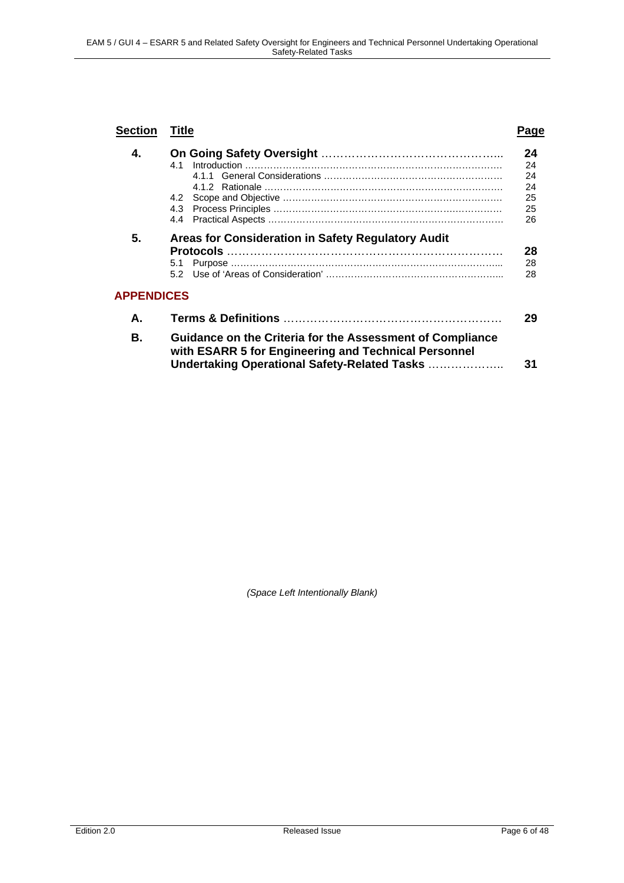| Section | Title | Page |
|---|---|---|
| **4.** | **On Going Safety Oversight** | **24** |
| | 4.1 Introduction | 24 |
| | 4.1.1 General Considerations | 24 |
| | 4.1.2 Rationale | 24 |
| | 4.2 Scope and Objective | 25 |
| | 4.3 Process Principles | 25 |
| | 4.4 Practical Aspects | 26 |
| **5.** | **Areas for Consideration in Safety Regulatory Audit Protocols** | **28** |
| | 5.1 Purpose | 28 |
| | 5.2 Use of 'Areas of Consideration' | 28 |

**APPENDICES**

| | | |
|---|---|---|
| **A.** | **Terms & Definitions** | **29** |
| **B.** | **Guidance on the Criteria for the Assessment of Compliance with ESARR 5 for Engineering and Technical Personnel Undertaking Operational Safety-Related Tasks** | **31** |

*(Space Left Intentionally Blank)*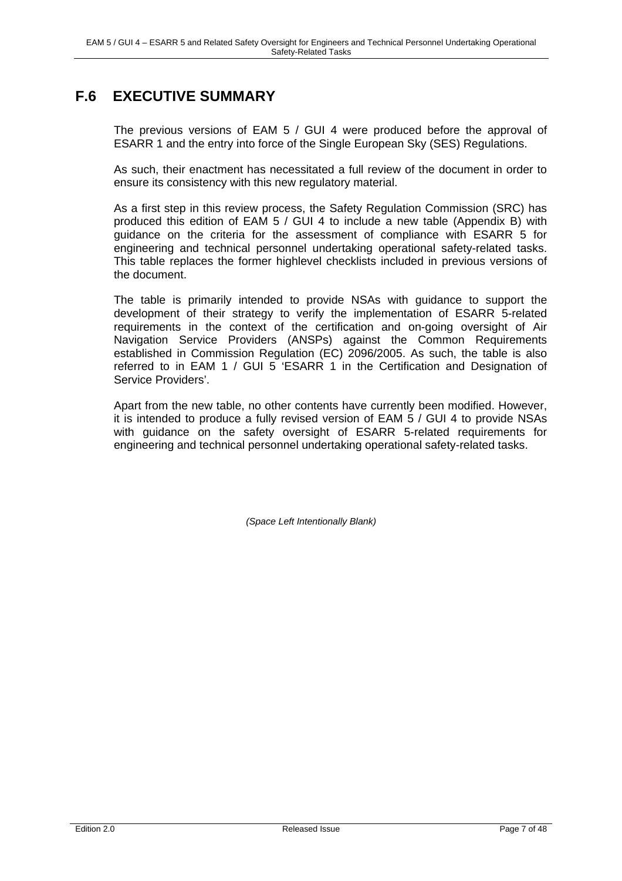# F.6 EXECUTIVE SUMMARY

The previous versions of EAM 5 / GUI 4 were produced before the approval of ESARR 1 and the entry into force of the Single European Sky (SES) Regulations.

As such, their enactment has necessitated a full review of the document in order to ensure its consistency with this new regulatory material.

As a first step in this review process, the Safety Regulation Commission (SRC) has produced this edition of EAM 5 / GUI 4 to include a new table (Appendix B) with guidance on the criteria for the assessment of compliance with ESARR 5 for engineering and technical personnel undertaking operational safety-related tasks. This table replaces the former highlevel checklists included in previous versions of the document.

The table is primarily intended to provide NSAs with guidance to support the development of their strategy to verify the implementation of ESARR 5-related requirements in the context of the certification and on-going oversight of Air Navigation Service Providers (ANSPs) against the Common Requirements established in Commission Regulation (EC) 2096/2005. As such, the table is also referred to in EAM 1 / GUI 5 'ESARR 1 in the Certification and Designation of Service Providers'.

Apart from the new table, no other contents have currently been modified. However, it is intended to produce a fully revised version of EAM 5 / GUI 4 to provide NSAs with guidance on the safety oversight of ESARR 5-related requirements for engineering and technical personnel undertaking operational safety-related tasks.

*(Space Left Intentionally Blank)*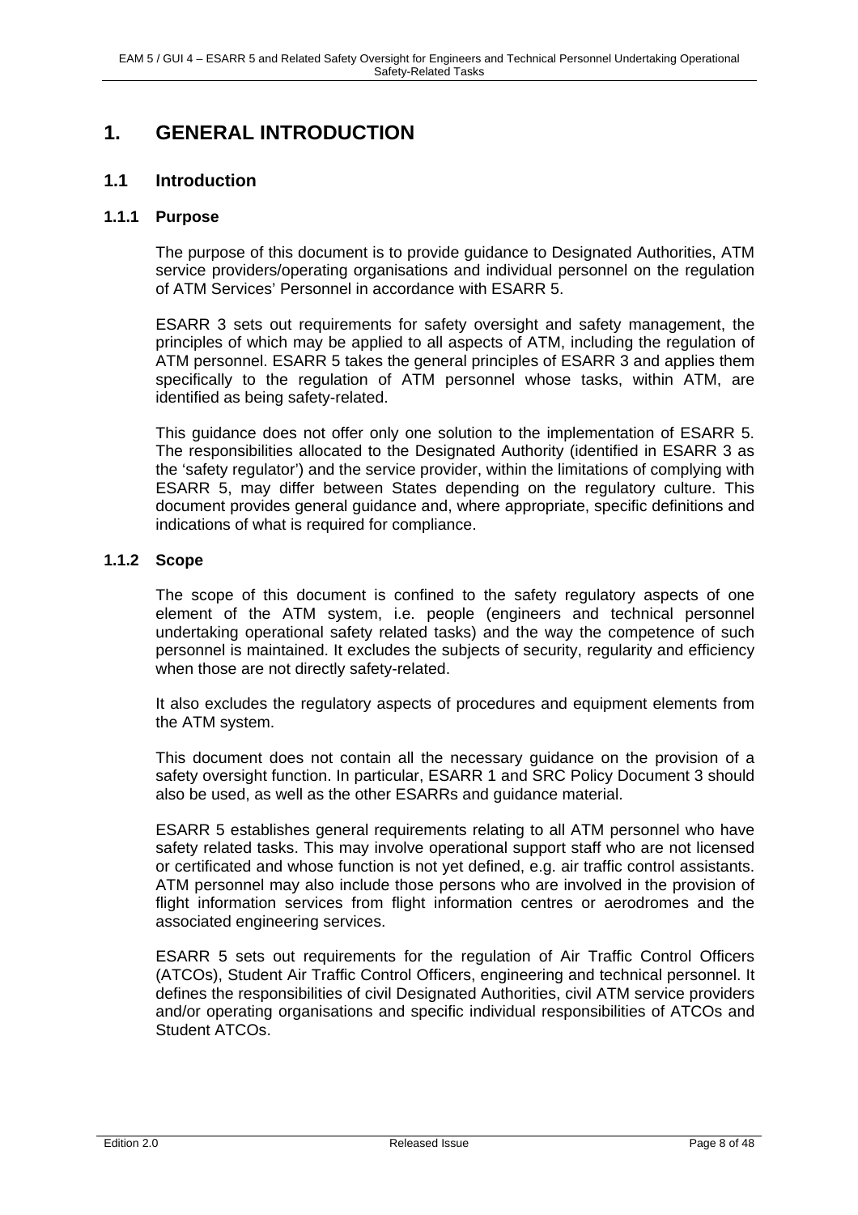# 1. GENERAL INTRODUCTION

## 1.1 Introduction

### 1.1.1 Purpose

The purpose of this document is to provide guidance to Designated Authorities, ATM service providers/operating organisations and individual personnel on the regulation of ATM Services' Personnel in accordance with ESARR 5.

ESARR 3 sets out requirements for safety oversight and safety management, the principles of which may be applied to all aspects of ATM, including the regulation of ATM personnel. ESARR 5 takes the general principles of ESARR 3 and applies them specifically to the regulation of ATM personnel whose tasks, within ATM, are identified as being safety-related.

This guidance does not offer only one solution to the implementation of ESARR 5. The responsibilities allocated to the Designated Authority (identified in ESARR 3 as the 'safety regulator') and the service provider, within the limitations of complying with ESARR 5, may differ between States depending on the regulatory culture. This document provides general guidance and, where appropriate, specific definitions and indications of what is required for compliance.

### 1.1.2 Scope

The scope of this document is confined to the safety regulatory aspects of one element of the ATM system, i.e. people (engineers and technical personnel undertaking operational safety related tasks) and the way the competence of such personnel is maintained. It excludes the subjects of security, regularity and efficiency when those are not directly safety-related.

It also excludes the regulatory aspects of procedures and equipment elements from the ATM system.

This document does not contain all the necessary guidance on the provision of a safety oversight function. In particular, ESARR 1 and SRC Policy Document 3 should also be used, as well as the other ESARRs and guidance material.

ESARR 5 establishes general requirements relating to all ATM personnel who have safety related tasks. This may involve operational support staff who are not licensed or certificated and whose function is not yet defined, e.g. air traffic control assistants. ATM personnel may also include those persons who are involved in the provision of flight information services from flight information centres or aerodromes and the associated engineering services.

ESARR 5 sets out requirements for the regulation of Air Traffic Control Officers (ATCOs), Student Air Traffic Control Officers, engineering and technical personnel. It defines the responsibilities of civil Designated Authorities, civil ATM service providers and/or operating organisations and specific individual responsibilities of ATCOs and Student ATCOs.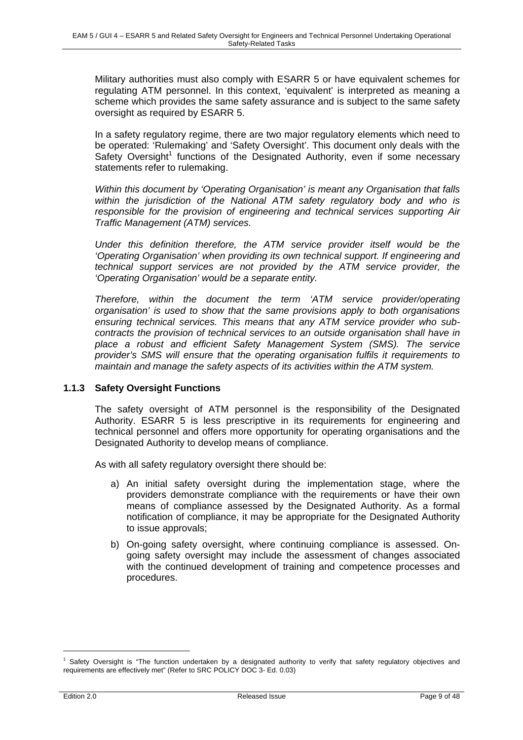Military authorities must also comply with ESARR 5 or have equivalent schemes for regulating ATM personnel. In this context, 'equivalent' is interpreted as meaning a scheme which provides the same safety assurance and is subject to the same safety oversight as required by ESARR 5.

In a safety regulatory regime, there are two major regulatory elements which need to be operated: 'Rulemaking' and 'Safety Oversight'. This document only deals with the Safety Oversight[1] functions of the Designated Authority, even if some necessary statements refer to rulemaking.

*Within this document by 'Operating Organisation' is meant any Organisation that falls within the jurisdiction of the National ATM safety regulatory body and who is responsible for the provision of engineering and technical services supporting Air Traffic Management (ATM) services.*

*Under this definition therefore, the ATM service provider itself would be the 'Operating Organisation' when providing its own technical support. If engineering and technical support services are not provided by the ATM service provider, the 'Operating Organisation' would be a separate entity.*

*Therefore, within the document the term 'ATM service provider/operating organisation' is used to show that the same provisions apply to both organisations ensuring technical services. This means that any ATM service provider who sub-contracts the provision of technical services to an outside organisation shall have in place a robust and efficient Safety Management System (SMS). The service provider's SMS will ensure that the operating organisation fulfils it requirements to maintain and manage the safety aspects of its activities within the ATM system.*

### 1.1.3 Safety Oversight Functions

The safety oversight of ATM personnel is the responsibility of the Designated Authority. ESARR 5 is less prescriptive in its requirements for engineering and technical personnel and offers more opportunity for operating organisations and the Designated Authority to develop means of compliance.

As with all safety regulatory oversight there should be:

a) An initial safety oversight during the implementation stage, where the providers demonstrate compliance with the requirements or have their own means of compliance assessed by the Designated Authority. As a formal notification of compliance, it may be appropriate for the Designated Authority to issue approvals;

b) On-going safety oversight, where continuing compliance is assessed. On-going safety oversight may include the assessment of changes associated with the continued development of training and competence processes and procedures.

---

[1] Safety Oversight is "The function undertaken by a designated authority to verify that safety regulatory objectives and requirements are effectively met" (Refer to SRC POLICY DOC 3- Ed. 0.03)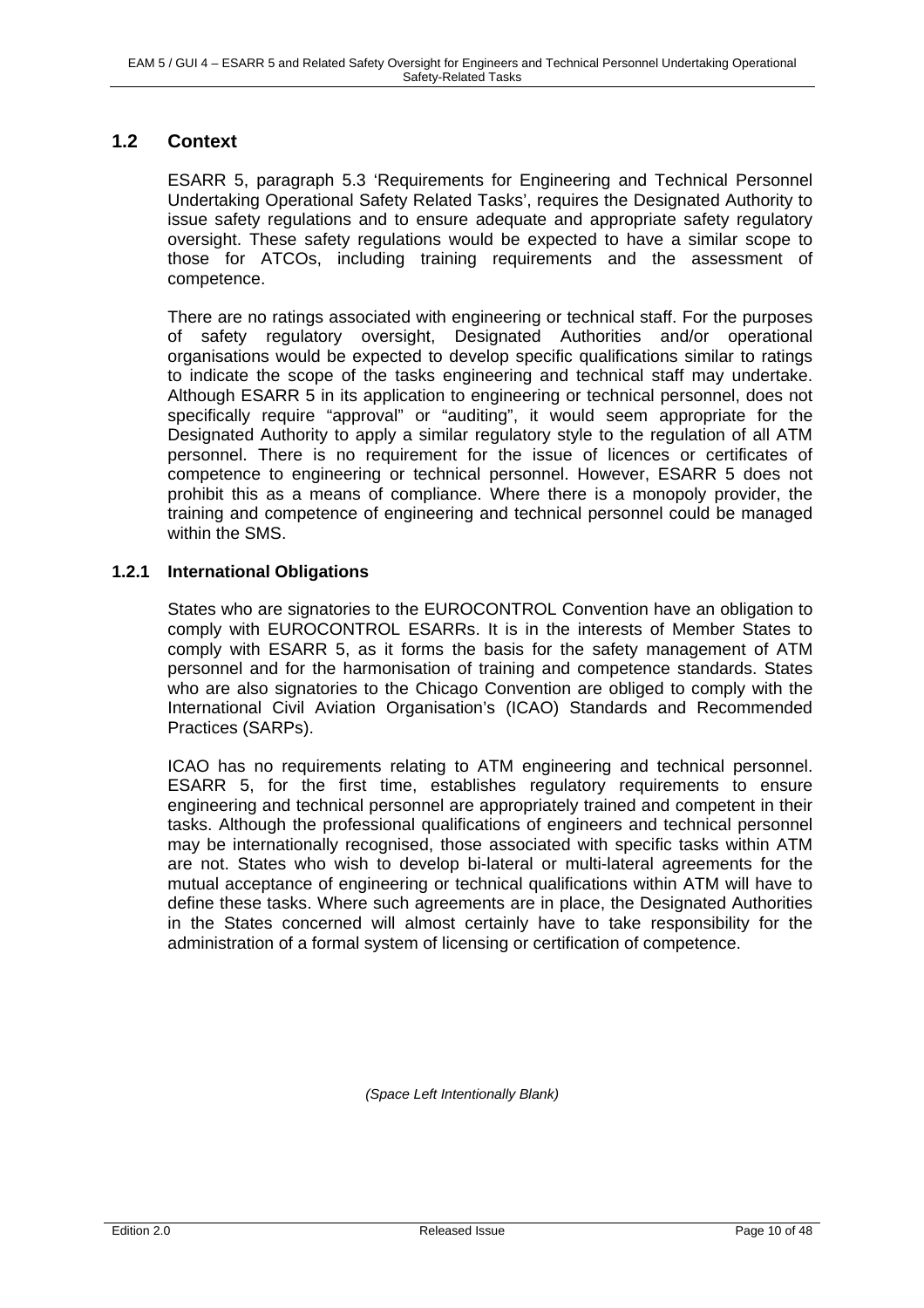## 1.2 Context

ESARR 5, paragraph 5.3 'Requirements for Engineering and Technical Personnel Undertaking Operational Safety Related Tasks', requires the Designated Authority to issue safety regulations and to ensure adequate and appropriate safety regulatory oversight. These safety regulations would be expected to have a similar scope to those for ATCOs, including training requirements and the assessment of competence.

There are no ratings associated with engineering or technical staff. For the purposes of safety regulatory oversight, Designated Authorities and/or operational organisations would be expected to develop specific qualifications similar to ratings to indicate the scope of the tasks engineering and technical staff may undertake. Although ESARR 5 in its application to engineering or technical personnel, does not specifically require "approval" or "auditing", it would seem appropriate for the Designated Authority to apply a similar regulatory style to the regulation of all ATM personnel. There is no requirement for the issue of licences or certificates of competence to engineering or technical personnel. However, ESARR 5 does not prohibit this as a means of compliance. Where there is a monopoly provider, the training and competence of engineering and technical personnel could be managed within the SMS.

### 1.2.1 International Obligations

States who are signatories to the EUROCONTROL Convention have an obligation to comply with EUROCONTROL ESARRs. It is in the interests of Member States to comply with ESARR 5, as it forms the basis for the safety management of ATM personnel and for the harmonisation of training and competence standards. States who are also signatories to the Chicago Convention are obliged to comply with the International Civil Aviation Organisation's (ICAO) Standards and Recommended Practices (SARPs).

ICAO has no requirements relating to ATM engineering and technical personnel. ESARR 5, for the first time, establishes regulatory requirements to ensure engineering and technical personnel are appropriately trained and competent in their tasks. Although the professional qualifications of engineers and technical personnel may be internationally recognised, those associated with specific tasks within ATM are not. States who wish to develop bi-lateral or multi-lateral agreements for the mutual acceptance of engineering or technical qualifications within ATM will have to define these tasks. Where such agreements are in place, the Designated Authorities in the States concerned will almost certainly have to take responsibility for the administration of a formal system of licensing or certification of competence.

*(Space Left Intentionally Blank)*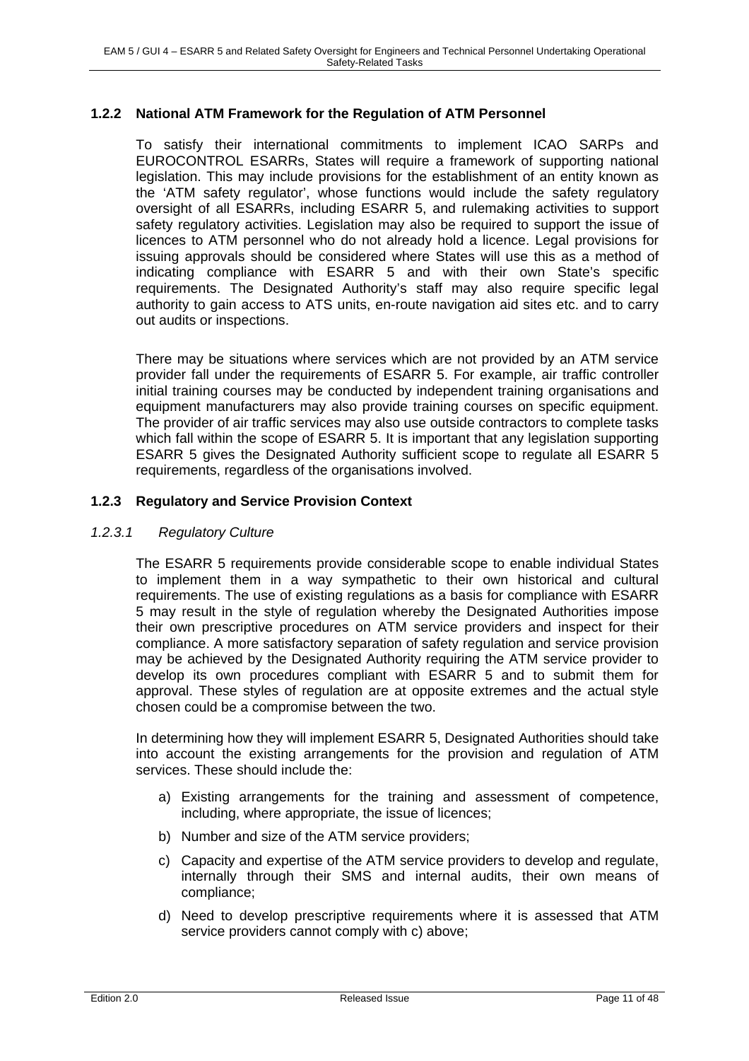### 1.2.2 National ATM Framework for the Regulation of ATM Personnel

To satisfy their international commitments to implement ICAO SARPs and EUROCONTROL ESARRs, States will require a framework of supporting national legislation. This may include provisions for the establishment of an entity known as the 'ATM safety regulator', whose functions would include the safety regulatory oversight of all ESARRs, including ESARR 5, and rulemaking activities to support safety regulatory activities. Legislation may also be required to support the issue of licences to ATM personnel who do not already hold a licence. Legal provisions for issuing approvals should be considered where States will use this as a method of indicating compliance with ESARR 5 and with their own State's specific requirements. The Designated Authority's staff may also require specific legal authority to gain access to ATS units, en-route navigation aid sites etc. and to carry out audits or inspections.

There may be situations where services which are not provided by an ATM service provider fall under the requirements of ESARR 5. For example, air traffic controller initial training courses may be conducted by independent training organisations and equipment manufacturers may also provide training courses on specific equipment. The provider of air traffic services may also use outside contractors to complete tasks which fall within the scope of ESARR 5. It is important that any legislation supporting ESARR 5 gives the Designated Authority sufficient scope to regulate all ESARR 5 requirements, regardless of the organisations involved.

### 1.2.3 Regulatory and Service Provision Context

#### *1.2.3.1 Regulatory Culture*

The ESARR 5 requirements provide considerable scope to enable individual States to implement them in a way sympathetic to their own historical and cultural requirements. The use of existing regulations as a basis for compliance with ESARR 5 may result in the style of regulation whereby the Designated Authorities impose their own prescriptive procedures on ATM service providers and inspect for their compliance. A more satisfactory separation of safety regulation and service provision may be achieved by the Designated Authority requiring the ATM service provider to develop its own procedures compliant with ESARR 5 and to submit them for approval. These styles of regulation are at opposite extremes and the actual style chosen could be a compromise between the two.

In determining how they will implement ESARR 5, Designated Authorities should take into account the existing arrangements for the provision and regulation of ATM services. These should include the:

a) Existing arrangements for the training and assessment of competence, including, where appropriate, the issue of licences;

b) Number and size of the ATM service providers;

c) Capacity and expertise of the ATM service providers to develop and regulate, internally through their SMS and internal audits, their own means of compliance;

d) Need to develop prescriptive requirements where it is assessed that ATM service providers cannot comply with c) above;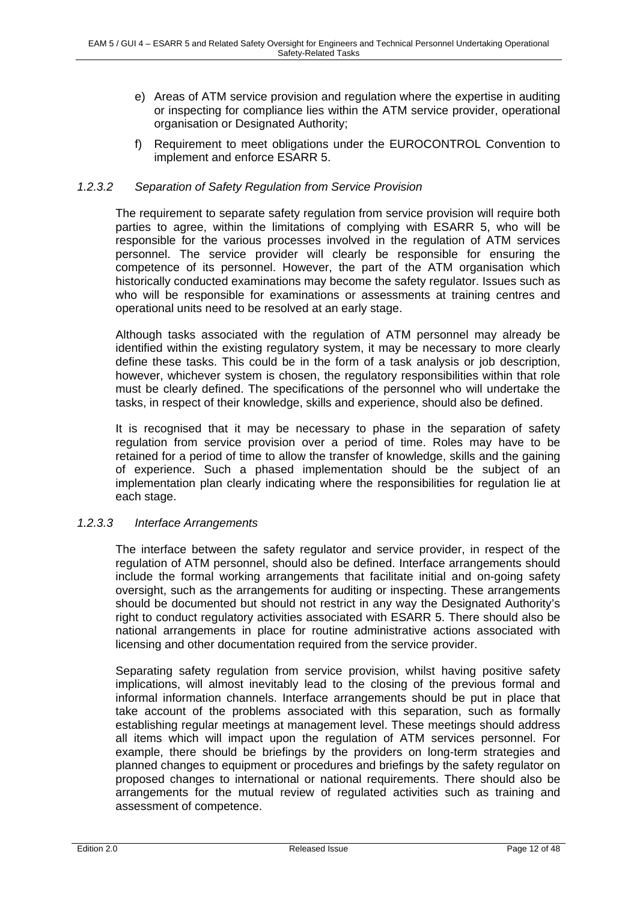e) Areas of ATM service provision and regulation where the expertise in auditing or inspecting for compliance lies within the ATM service provider, operational organisation or Designated Authority;

f) Requirement to meet obligations under the EUROCONTROL Convention to implement and enforce ESARR 5.

#### *1.2.3.2 Separation of Safety Regulation from Service Provision*

The requirement to separate safety regulation from service provision will require both parties to agree, within the limitations of complying with ESARR 5, who will be responsible for the various processes involved in the regulation of ATM services personnel. The service provider will clearly be responsible for ensuring the competence of its personnel. However, the part of the ATM organisation which historically conducted examinations may become the safety regulator. Issues such as who will be responsible for examinations or assessments at training centres and operational units need to be resolved at an early stage.

Although tasks associated with the regulation of ATM personnel may already be identified within the existing regulatory system, it may be necessary to more clearly define these tasks. This could be in the form of a task analysis or job description, however, whichever system is chosen, the regulatory responsibilities within that role must be clearly defined. The specifications of the personnel who will undertake the tasks, in respect of their knowledge, skills and experience, should also be defined.

It is recognised that it may be necessary to phase in the separation of safety regulation from service provision over a period of time. Roles may have to be retained for a period of time to allow the transfer of knowledge, skills and the gaining of experience. Such a phased implementation should be the subject of an implementation plan clearly indicating where the responsibilities for regulation lie at each stage.

#### *1.2.3.3 Interface Arrangements*

The interface between the safety regulator and service provider, in respect of the regulation of ATM personnel, should also be defined. Interface arrangements should include the formal working arrangements that facilitate initial and on-going safety oversight, such as the arrangements for auditing or inspecting. These arrangements should be documented but should not restrict in any way the Designated Authority's right to conduct regulatory activities associated with ESARR 5. There should also be national arrangements in place for routine administrative actions associated with licensing and other documentation required from the service provider.

Separating safety regulation from service provision, whilst having positive safety implications, will almost inevitably lead to the closing of the previous formal and informal information channels. Interface arrangements should be put in place that take account of the problems associated with this separation, such as formally establishing regular meetings at management level. These meetings should address all items which will impact upon the regulation of ATM services personnel. For example, there should be briefings by the providers on long-term strategies and planned changes to equipment or procedures and briefings by the safety regulator on proposed changes to international or national requirements. There should also be arrangements for the mutual review of regulated activities such as training and assessment of competence.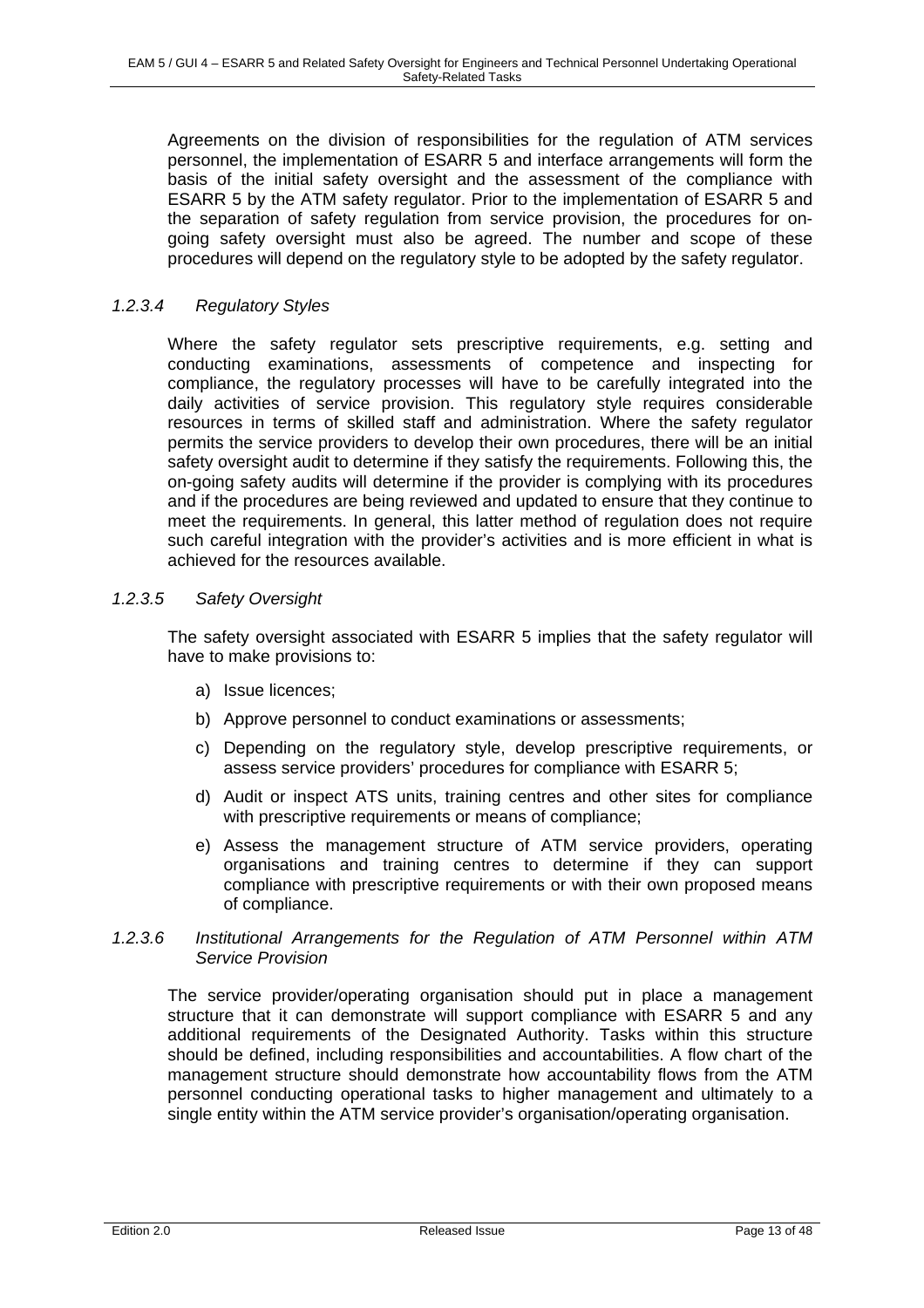Agreements on the division of responsibilities for the regulation of ATM services personnel, the implementation of ESARR 5 and interface arrangements will form the basis of the initial safety oversight and the assessment of the compliance with ESARR 5 by the ATM safety regulator. Prior to the implementation of ESARR 5 and the separation of safety regulation from service provision, the procedures for on-going safety oversight must also be agreed. The number and scope of these procedures will depend on the regulatory style to be adopted by the safety regulator.

#### *1.2.3.4 Regulatory Styles*

Where the safety regulator sets prescriptive requirements, e.g. setting and conducting examinations, assessments of competence and inspecting for compliance, the regulatory processes will have to be carefully integrated into the daily activities of service provision. This regulatory style requires considerable resources in terms of skilled staff and administration. Where the safety regulator permits the service providers to develop their own procedures, there will be an initial safety oversight audit to determine if they satisfy the requirements. Following this, the on-going safety audits will determine if the provider is complying with its procedures and if the procedures are being reviewed and updated to ensure that they continue to meet the requirements. In general, this latter method of regulation does not require such careful integration with the provider's activities and is more efficient in what is achieved for the resources available.

#### *1.2.3.5 Safety Oversight*

The safety oversight associated with ESARR 5 implies that the safety regulator will have to make provisions to:

a) Issue licences;

b) Approve personnel to conduct examinations or assessments;

c) Depending on the regulatory style, develop prescriptive requirements, or assess service providers' procedures for compliance with ESARR 5;

d) Audit or inspect ATS units, training centres and other sites for compliance with prescriptive requirements or means of compliance;

e) Assess the management structure of ATM service providers, operating organisations and training centres to determine if they can support compliance with prescriptive requirements or with their own proposed means of compliance.

#### *1.2.3.6 Institutional Arrangements for the Regulation of ATM Personnel within ATM Service Provision*

The service provider/operating organisation should put in place a management structure that it can demonstrate will support compliance with ESARR 5 and any additional requirements of the Designated Authority. Tasks within this structure should be defined, including responsibilities and accountabilities. A flow chart of the management structure should demonstrate how accountability flows from the ATM personnel conducting operational tasks to higher management and ultimately to a single entity within the ATM service provider's organisation/operating organisation.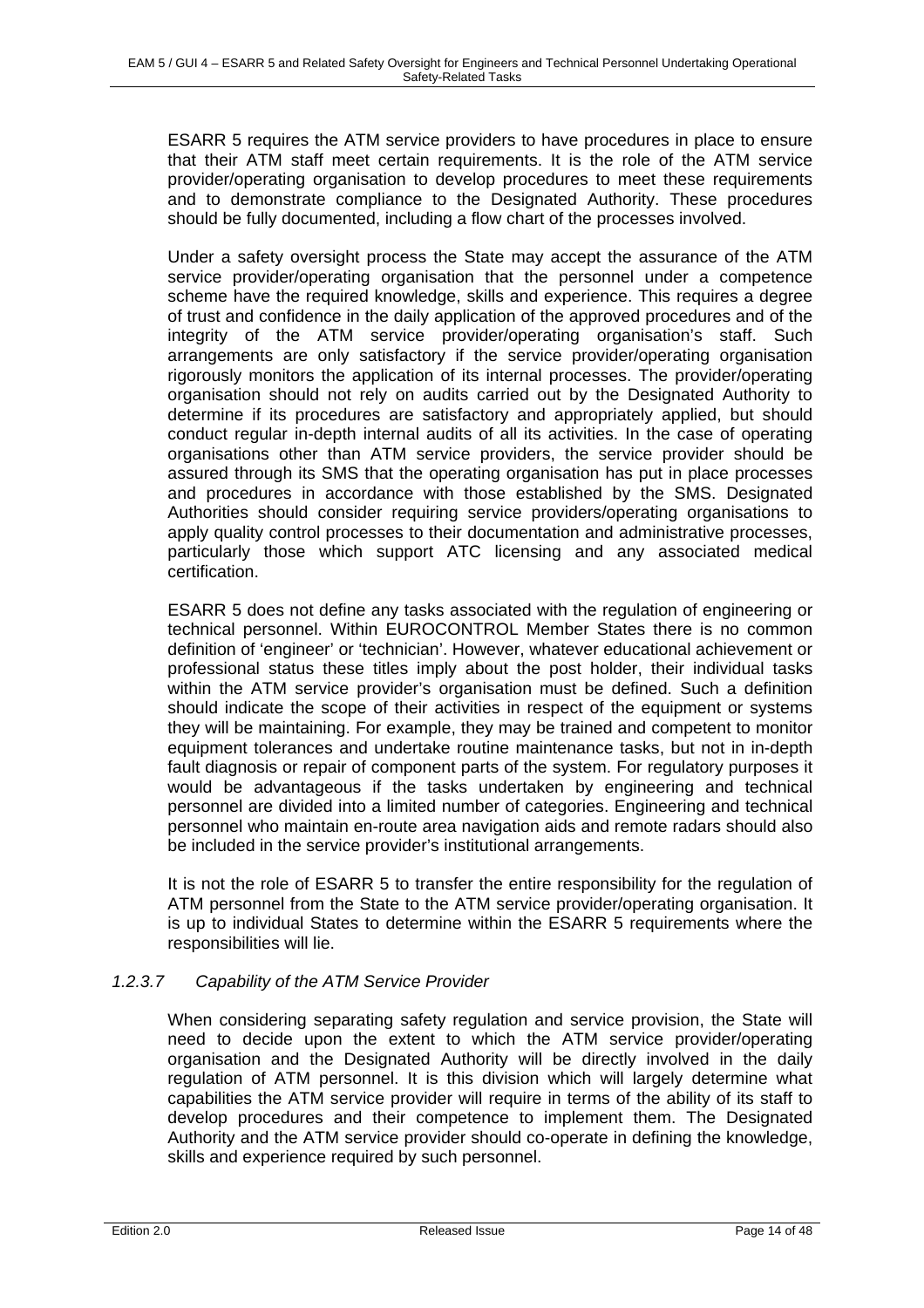ESARR 5 requires the ATM service providers to have procedures in place to ensure that their ATM staff meet certain requirements. It is the role of the ATM service provider/operating organisation to develop procedures to meet these requirements and to demonstrate compliance to the Designated Authority. These procedures should be fully documented, including a flow chart of the processes involved.

Under a safety oversight process the State may accept the assurance of the ATM service provider/operating organisation that the personnel under a competence scheme have the required knowledge, skills and experience. This requires a degree of trust and confidence in the daily application of the approved procedures and of the integrity of the ATM service provider/operating organisation's staff. Such arrangements are only satisfactory if the service provider/operating organisation rigorously monitors the application of its internal processes. The provider/operating organisation should not rely on audits carried out by the Designated Authority to determine if its procedures are satisfactory and appropriately applied, but should conduct regular in-depth internal audits of all its activities. In the case of operating organisations other than ATM service providers, the service provider should be assured through its SMS that the operating organisation has put in place processes and procedures in accordance with those established by the SMS. Designated Authorities should consider requiring service providers/operating organisations to apply quality control processes to their documentation and administrative processes, particularly those which support ATC licensing and any associated medical certification.

ESARR 5 does not define any tasks associated with the regulation of engineering or technical personnel. Within EUROCONTROL Member States there is no common definition of 'engineer' or 'technician'. However, whatever educational achievement or professional status these titles imply about the post holder, their individual tasks within the ATM service provider's organisation must be defined. Such a definition should indicate the scope of their activities in respect of the equipment or systems they will be maintaining. For example, they may be trained and competent to monitor equipment tolerances and undertake routine maintenance tasks, but not in in-depth fault diagnosis or repair of component parts of the system. For regulatory purposes it would be advantageous if the tasks undertaken by engineering and technical personnel are divided into a limited number of categories. Engineering and technical personnel who maintain en-route area navigation aids and remote radars should also be included in the service provider's institutional arrangements.

It is not the role of ESARR 5 to transfer the entire responsibility for the regulation of ATM personnel from the State to the ATM service provider/operating organisation. It is up to individual States to determine within the ESARR 5 requirements where the responsibilities will lie.

#### *1.2.3.7 Capability of the ATM Service Provider*

When considering separating safety regulation and service provision, the State will need to decide upon the extent to which the ATM service provider/operating organisation and the Designated Authority will be directly involved in the daily regulation of ATM personnel. It is this division which will largely determine what capabilities the ATM service provider will require in terms of the ability of its staff to develop procedures and their competence to implement them. The Designated Authority and the ATM service provider should co-operate in defining the knowledge, skills and experience required by such personnel.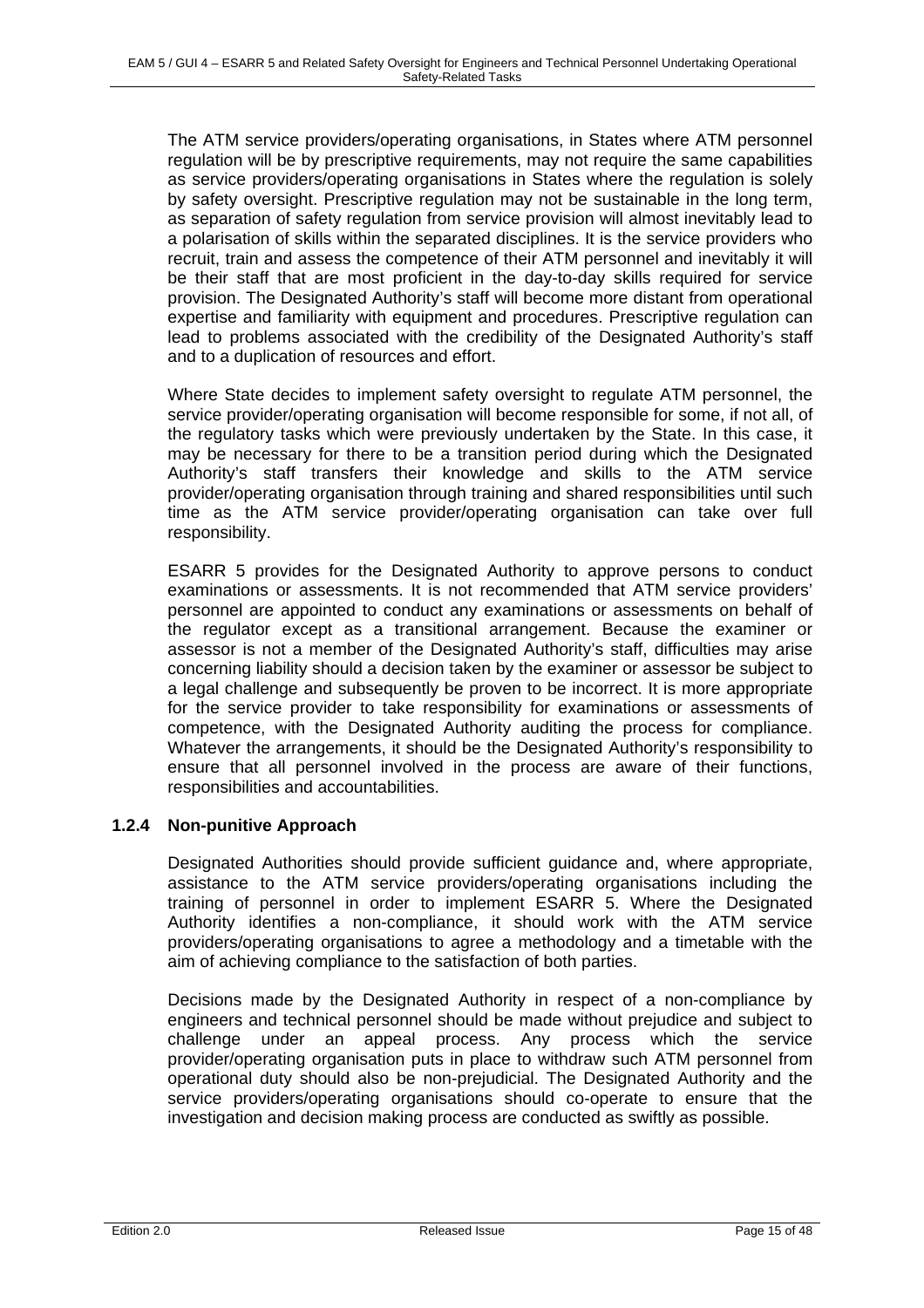The ATM service providers/operating organisations, in States where ATM personnel regulation will be by prescriptive requirements, may not require the same capabilities as service providers/operating organisations in States where the regulation is solely by safety oversight. Prescriptive regulation may not be sustainable in the long term, as separation of safety regulation from service provision will almost inevitably lead to a polarisation of skills within the separated disciplines. It is the service providers who recruit, train and assess the competence of their ATM personnel and inevitably it will be their staff that are most proficient in the day-to-day skills required for service provision. The Designated Authority's staff will become more distant from operational expertise and familiarity with equipment and procedures. Prescriptive regulation can lead to problems associated with the credibility of the Designated Authority's staff and to a duplication of resources and effort.

Where State decides to implement safety oversight to regulate ATM personnel, the service provider/operating organisation will become responsible for some, if not all, of the regulatory tasks which were previously undertaken by the State. In this case, it may be necessary for there to be a transition period during which the Designated Authority's staff transfers their knowledge and skills to the ATM service provider/operating organisation through training and shared responsibilities until such time as the ATM service provider/operating organisation can take over full responsibility.

ESARR 5 provides for the Designated Authority to approve persons to conduct examinations or assessments. It is not recommended that ATM service providers' personnel are appointed to conduct any examinations or assessments on behalf of the regulator except as a transitional arrangement. Because the examiner or assessor is not a member of the Designated Authority's staff, difficulties may arise concerning liability should a decision taken by the examiner or assessor be subject to a legal challenge and subsequently be proven to be incorrect. It is more appropriate for the service provider to take responsibility for examinations or assessments of competence, with the Designated Authority auditing the process for compliance. Whatever the arrangements, it should be the Designated Authority's responsibility to ensure that all personnel involved in the process are aware of their functions, responsibilities and accountabilities.

### 1.2.4 Non-punitive Approach

Designated Authorities should provide sufficient guidance and, where appropriate, assistance to the ATM service providers/operating organisations including the training of personnel in order to implement ESARR 5. Where the Designated Authority identifies a non-compliance, it should work with the ATM service providers/operating organisations to agree a methodology and a timetable with the aim of achieving compliance to the satisfaction of both parties.

Decisions made by the Designated Authority in respect of a non-compliance by engineers and technical personnel should be made without prejudice and subject to challenge under an appeal process. Any process which the service provider/operating organisation puts in place to withdraw such ATM personnel from operational duty should also be non-prejudicial. The Designated Authority and the service providers/operating organisations should co-operate to ensure that the investigation and decision making process are conducted as swiftly as possible.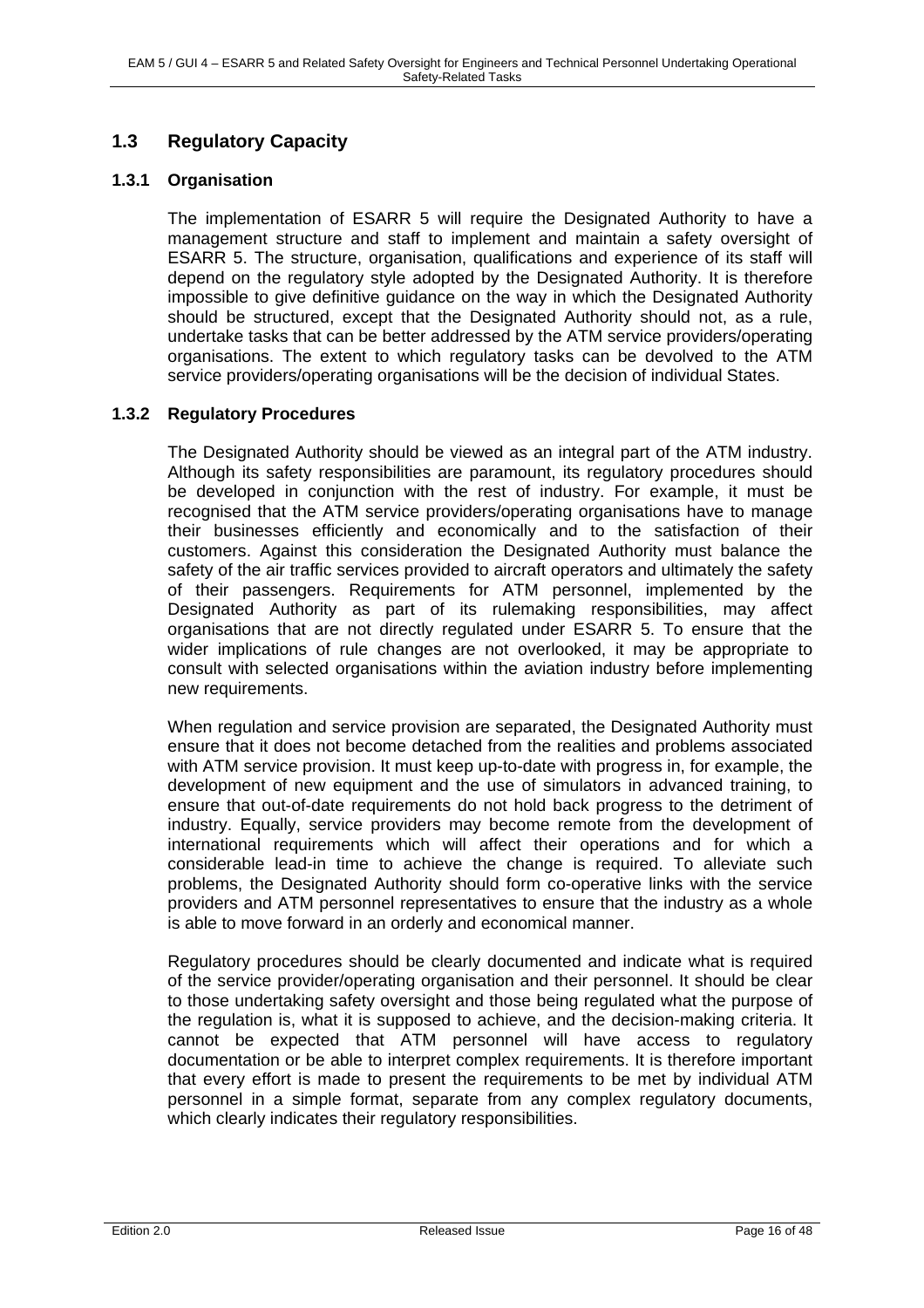## 1.3 Regulatory Capacity

### 1.3.1 Organisation

The implementation of ESARR 5 will require the Designated Authority to have a management structure and staff to implement and maintain a safety oversight of ESARR 5. The structure, organisation, qualifications and experience of its staff will depend on the regulatory style adopted by the Designated Authority. It is therefore impossible to give definitive guidance on the way in which the Designated Authority should be structured, except that the Designated Authority should not, as a rule, undertake tasks that can be better addressed by the ATM service providers/operating organisations. The extent to which regulatory tasks can be devolved to the ATM service providers/operating organisations will be the decision of individual States.

### 1.3.2 Regulatory Procedures

The Designated Authority should be viewed as an integral part of the ATM industry. Although its safety responsibilities are paramount, its regulatory procedures should be developed in conjunction with the rest of industry. For example, it must be recognised that the ATM service providers/operating organisations have to manage their businesses efficiently and economically and to the satisfaction of their customers. Against this consideration the Designated Authority must balance the safety of the air traffic services provided to aircraft operators and ultimately the safety of their passengers. Requirements for ATM personnel, implemented by the Designated Authority as part of its rulemaking responsibilities, may affect organisations that are not directly regulated under ESARR 5. To ensure that the wider implications of rule changes are not overlooked, it may be appropriate to consult with selected organisations within the aviation industry before implementing new requirements.

When regulation and service provision are separated, the Designated Authority must ensure that it does not become detached from the realities and problems associated with ATM service provision. It must keep up-to-date with progress in, for example, the development of new equipment and the use of simulators in advanced training, to ensure that out-of-date requirements do not hold back progress to the detriment of industry. Equally, service providers may become remote from the development of international requirements which will affect their operations and for which a considerable lead-in time to achieve the change is required. To alleviate such problems, the Designated Authority should form co-operative links with the service providers and ATM personnel representatives to ensure that the industry as a whole is able to move forward in an orderly and economical manner.

Regulatory procedures should be clearly documented and indicate what is required of the service provider/operating organisation and their personnel. It should be clear to those undertaking safety oversight and those being regulated what the purpose of the regulation is, what it is supposed to achieve, and the decision-making criteria. It cannot be expected that ATM personnel will have access to regulatory documentation or be able to interpret complex requirements. It is therefore important that every effort is made to present the requirements to be met by individual ATM personnel in a simple format, separate from any complex regulatory documents, which clearly indicates their regulatory responsibilities.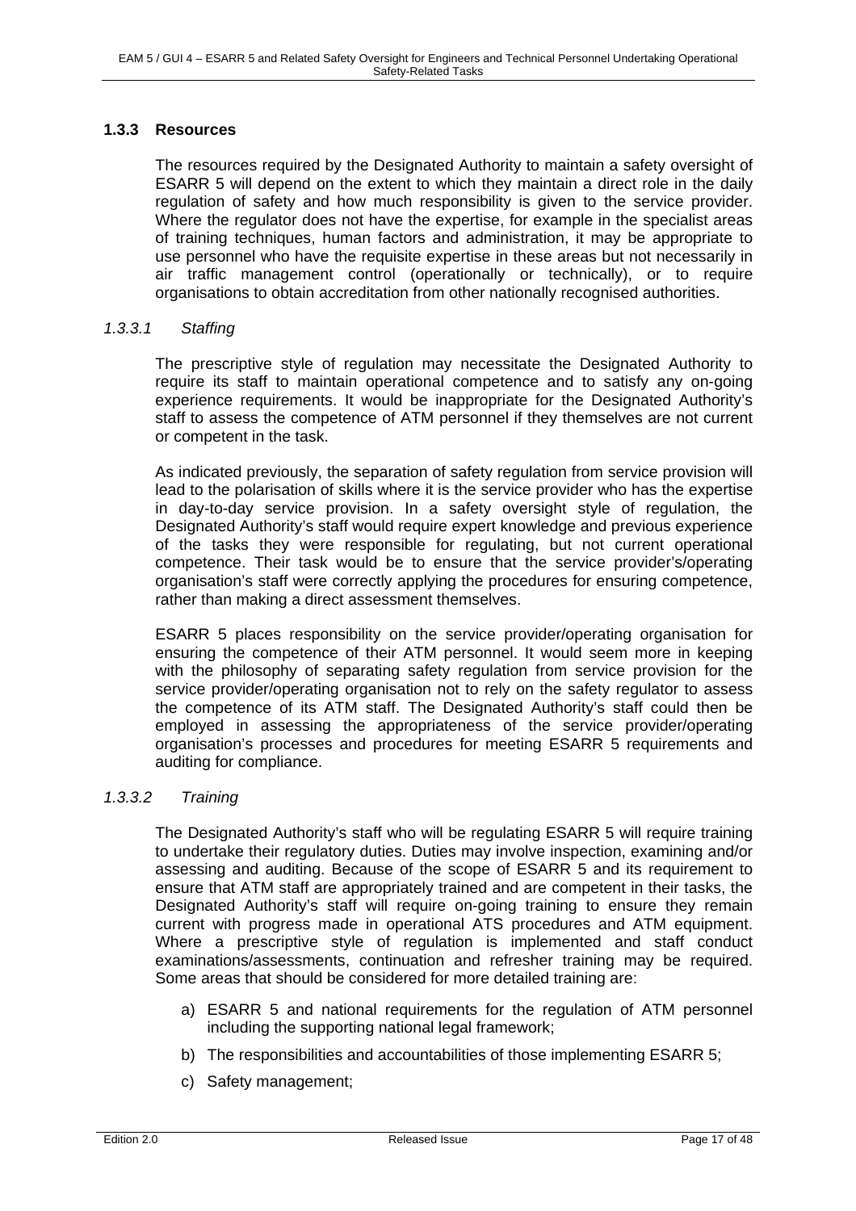### 1.3.3 Resources

The resources required by the Designated Authority to maintain a safety oversight of ESARR 5 will depend on the extent to which they maintain a direct role in the daily regulation of safety and how much responsibility is given to the service provider. Where the regulator does not have the expertise, for example in the specialist areas of training techniques, human factors and administration, it may be appropriate to use personnel who have the requisite expertise in these areas but not necessarily in air traffic management control (operationally or technically), or to require organisations to obtain accreditation from other nationally recognised authorities.

#### *1.3.3.1 Staffing*

The prescriptive style of regulation may necessitate the Designated Authority to require its staff to maintain operational competence and to satisfy any on-going experience requirements. It would be inappropriate for the Designated Authority's staff to assess the competence of ATM personnel if they themselves are not current or competent in the task.

As indicated previously, the separation of safety regulation from service provision will lead to the polarisation of skills where it is the service provider who has the expertise in day-to-day service provision. In a safety oversight style of regulation, the Designated Authority's staff would require expert knowledge and previous experience of the tasks they were responsible for regulating, but not current operational competence. Their task would be to ensure that the service provider's/operating organisation's staff were correctly applying the procedures for ensuring competence, rather than making a direct assessment themselves.

ESARR 5 places responsibility on the service provider/operating organisation for ensuring the competence of their ATM personnel. It would seem more in keeping with the philosophy of separating safety regulation from service provision for the service provider/operating organisation not to rely on the safety regulator to assess the competence of its ATM staff. The Designated Authority's staff could then be employed in assessing the appropriateness of the service provider/operating organisation's processes and procedures for meeting ESARR 5 requirements and auditing for compliance.

#### *1.3.3.2 Training*

The Designated Authority's staff who will be regulating ESARR 5 will require training to undertake their regulatory duties. Duties may involve inspection, examining and/or assessing and auditing. Because of the scope of ESARR 5 and its requirement to ensure that ATM staff are appropriately trained and are competent in their tasks, the Designated Authority's staff will require on-going training to ensure they remain current with progress made in operational ATS procedures and ATM equipment. Where a prescriptive style of regulation is implemented and staff conduct examinations/assessments, continuation and refresher training may be required. Some areas that should be considered for more detailed training are:

a) ESARR 5 and national requirements for the regulation of ATM personnel including the supporting national legal framework;

b) The responsibilities and accountabilities of those implementing ESARR 5;

c) Safety management;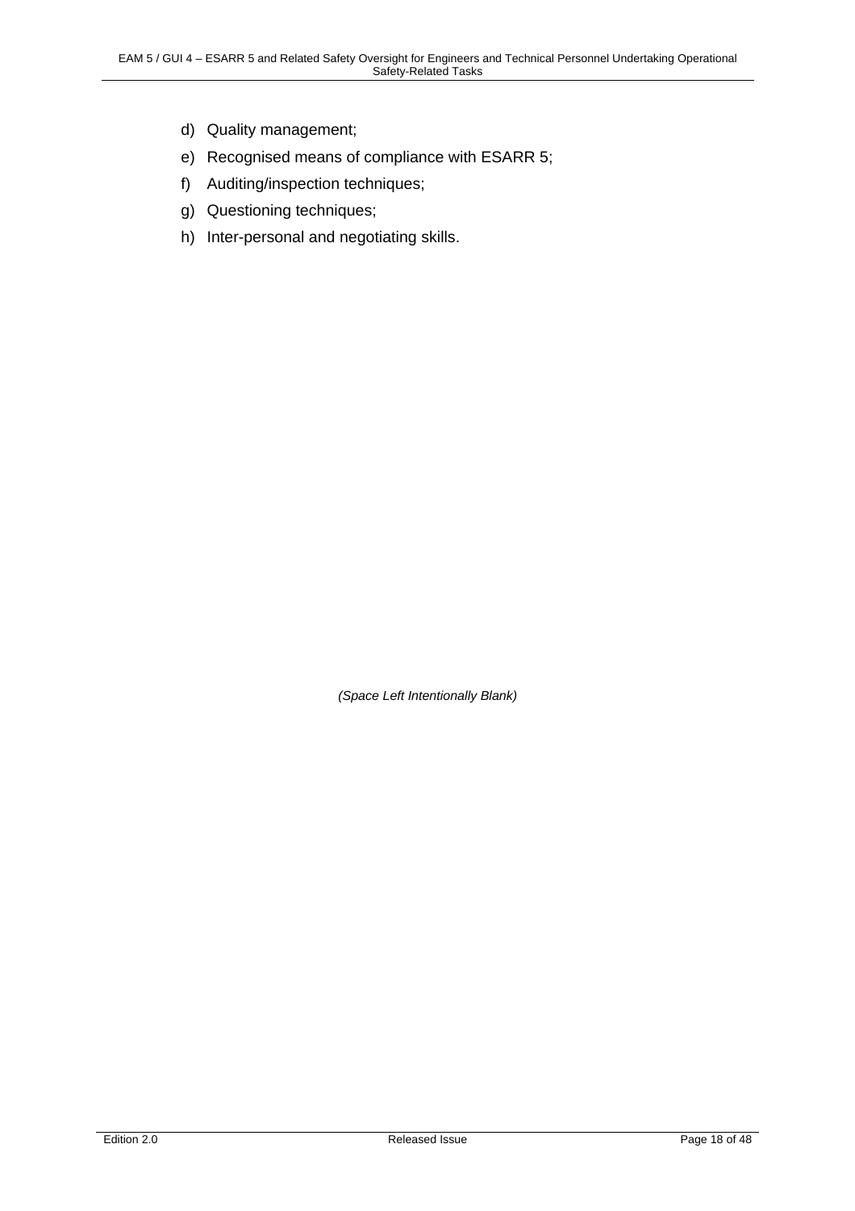d) Quality management;

e) Recognised means of compliance with ESARR 5;

f) Auditing/inspection techniques;

g) Questioning techniques;

h) Inter-personal and negotiating skills.

*(Space Left Intentionally Blank)*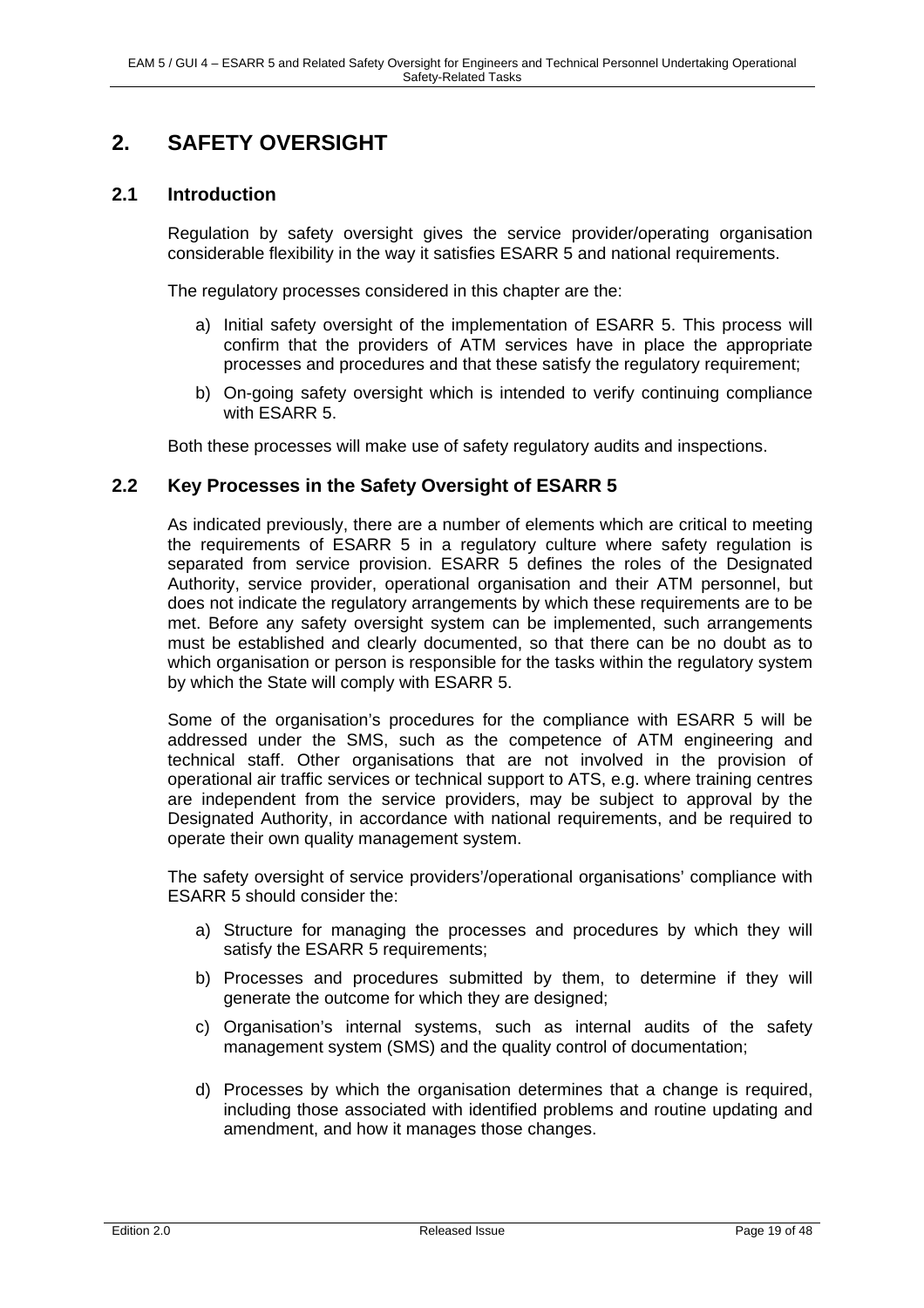# 2. SAFETY OVERSIGHT

## 2.1 Introduction

Regulation by safety oversight gives the service provider/operating organisation considerable flexibility in the way it satisfies ESARR 5 and national requirements.

The regulatory processes considered in this chapter are the:

a) Initial safety oversight of the implementation of ESARR 5. This process will confirm that the providers of ATM services have in place the appropriate processes and procedures and that these satisfy the regulatory requirement;

b) On-going safety oversight which is intended to verify continuing compliance with ESARR 5.

Both these processes will make use of safety regulatory audits and inspections.

## 2.2 Key Processes in the Safety Oversight of ESARR 5

As indicated previously, there are a number of elements which are critical to meeting the requirements of ESARR 5 in a regulatory culture where safety regulation is separated from service provision. ESARR 5 defines the roles of the Designated Authority, service provider, operational organisation and their ATM personnel, but does not indicate the regulatory arrangements by which these requirements are to be met. Before any safety oversight system can be implemented, such arrangements must be established and clearly documented, so that there can be no doubt as to which organisation or person is responsible for the tasks within the regulatory system by which the State will comply with ESARR 5.

Some of the organisation's procedures for the compliance with ESARR 5 will be addressed under the SMS, such as the competence of ATM engineering and technical staff. Other organisations that are not involved in the provision of operational air traffic services or technical support to ATS, e.g. where training centres are independent from the service providers, may be subject to approval by the Designated Authority, in accordance with national requirements, and be required to operate their own quality management system.

The safety oversight of service providers'/operational organisations' compliance with ESARR 5 should consider the:

a) Structure for managing the processes and procedures by which they will satisfy the ESARR 5 requirements;

b) Processes and procedures submitted by them, to determine if they will generate the outcome for which they are designed;

c) Organisation's internal systems, such as internal audits of the safety management system (SMS) and the quality control of documentation;

d) Processes by which the organisation determines that a change is required, including those associated with identified problems and routine updating and amendment, and how it manages those changes.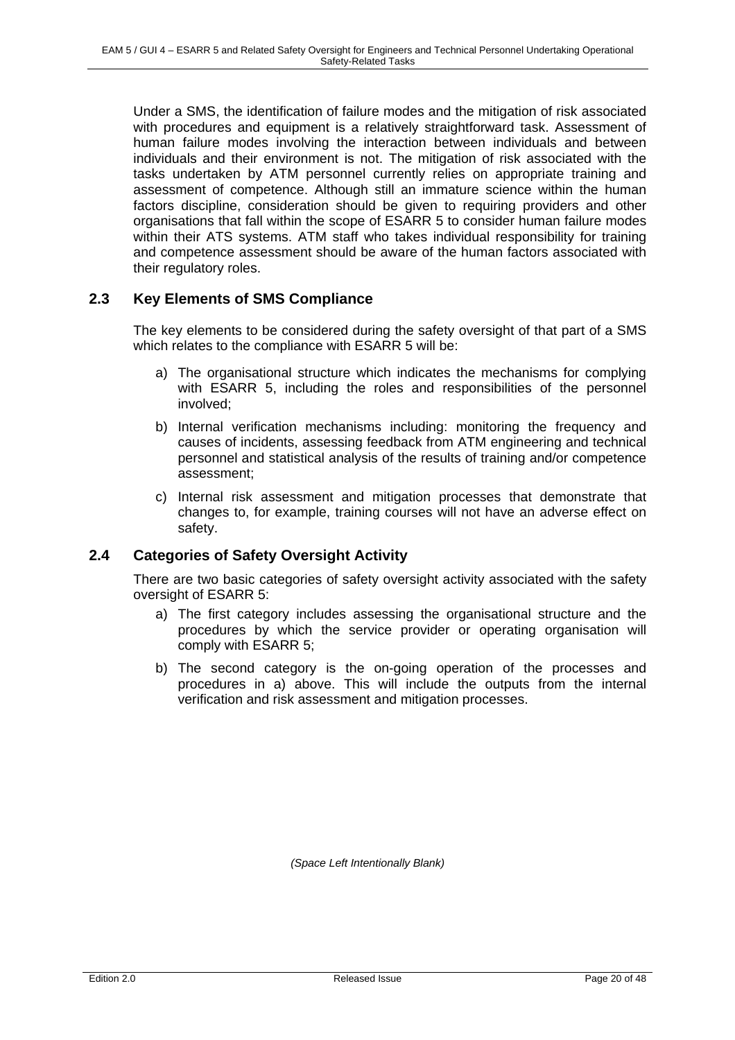Under a SMS, the identification of failure modes and the mitigation of risk associated with procedures and equipment is a relatively straightforward task. Assessment of human failure modes involving the interaction between individuals and between individuals and their environment is not. The mitigation of risk associated with the tasks undertaken by ATM personnel currently relies on appropriate training and assessment of competence. Although still an immature science within the human factors discipline, consideration should be given to requiring providers and other organisations that fall within the scope of ESARR 5 to consider human failure modes within their ATS systems. ATM staff who takes individual responsibility for training and competence assessment should be aware of the human factors associated with their regulatory roles.

## 2.3 Key Elements of SMS Compliance

The key elements to be considered during the safety oversight of that part of a SMS which relates to the compliance with ESARR 5 will be:

a) The organisational structure which indicates the mechanisms for complying with ESARR 5, including the roles and responsibilities of the personnel involved;

b) Internal verification mechanisms including: monitoring the frequency and causes of incidents, assessing feedback from ATM engineering and technical personnel and statistical analysis of the results of training and/or competence assessment;

c) Internal risk assessment and mitigation processes that demonstrate that changes to, for example, training courses will not have an adverse effect on safety.

## 2.4 Categories of Safety Oversight Activity

There are two basic categories of safety oversight activity associated with the safety oversight of ESARR 5:

a) The first category includes assessing the organisational structure and the procedures by which the service provider or operating organisation will comply with ESARR 5;

b) The second category is the on-going operation of the processes and procedures in a) above. This will include the outputs from the internal verification and risk assessment and mitigation processes.

*(Space Left Intentionally Blank)*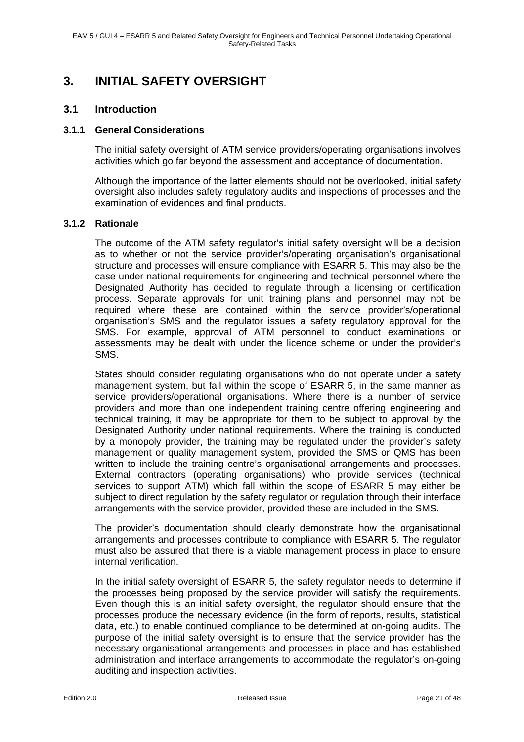# 3. INITIAL SAFETY OVERSIGHT

## 3.1 Introduction

### 3.1.1 General Considerations

The initial safety oversight of ATM service providers/operating organisations involves activities which go far beyond the assessment and acceptance of documentation.

Although the importance of the latter elements should not be overlooked, initial safety oversight also includes safety regulatory audits and inspections of processes and the examination of evidences and final products.

### 3.1.2 Rationale

The outcome of the ATM safety regulator's initial safety oversight will be a decision as to whether or not the service provider's/operating organisation's organisational structure and processes will ensure compliance with ESARR 5. This may also be the case under national requirements for engineering and technical personnel where the Designated Authority has decided to regulate through a licensing or certification process. Separate approvals for unit training plans and personnel may not be required where these are contained within the service provider's/operational organisation's SMS and the regulator issues a safety regulatory approval for the SMS. For example, approval of ATM personnel to conduct examinations or assessments may be dealt with under the licence scheme or under the provider's SMS.

States should consider regulating organisations who do not operate under a safety management system, but fall within the scope of ESARR 5, in the same manner as service providers/operational organisations. Where there is a number of service providers and more than one independent training centre offering engineering and technical training, it may be appropriate for them to be subject to approval by the Designated Authority under national requirements. Where the training is conducted by a monopoly provider, the training may be regulated under the provider's safety management or quality management system, provided the SMS or QMS has been written to include the training centre's organisational arrangements and processes. External contractors (operating organisations) who provide services (technical services to support ATM) which fall within the scope of ESARR 5 may either be subject to direct regulation by the safety regulator or regulation through their interface arrangements with the service provider, provided these are included in the SMS.

The provider's documentation should clearly demonstrate how the organisational arrangements and processes contribute to compliance with ESARR 5. The regulator must also be assured that there is a viable management process in place to ensure internal verification.

In the initial safety oversight of ESARR 5, the safety regulator needs to determine if the processes being proposed by the service provider will satisfy the requirements. Even though this is an initial safety oversight, the regulator should ensure that the processes produce the necessary evidence (in the form of reports, results, statistical data, etc.) to enable continued compliance to be determined at on-going audits. The purpose of the initial safety oversight is to ensure that the service provider has the necessary organisational arrangements and processes in place and has established administration and interface arrangements to accommodate the regulator's on-going auditing and inspection activities.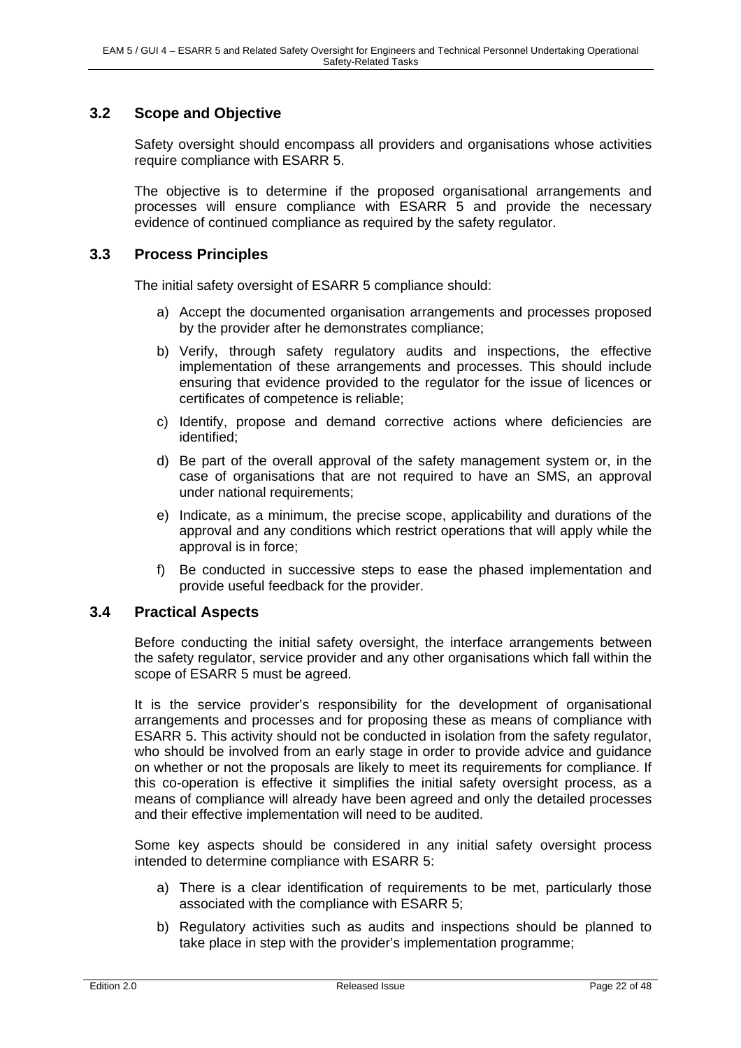### 3.2 Scope and Objective

Safety oversight should encompass all providers and organisations whose activities require compliance with ESARR 5.

The objective is to determine if the proposed organisational arrangements and processes will ensure compliance with ESARR 5 and provide the necessary evidence of continued compliance as required by the safety regulator.

### 3.3 Process Principles

The initial safety oversight of ESARR 5 compliance should:

a) Accept the documented organisation arrangements and processes proposed by the provider after he demonstrates compliance;

b) Verify, through safety regulatory audits and inspections, the effective implementation of these arrangements and processes. This should include ensuring that evidence provided to the regulator for the issue of licences or certificates of competence is reliable;

c) Identify, propose and demand corrective actions where deficiencies are identified;

d) Be part of the overall approval of the safety management system or, in the case of organisations that are not required to have an SMS, an approval under national requirements;

e) Indicate, as a minimum, the precise scope, applicability and durations of the approval and any conditions which restrict operations that will apply while the approval is in force;

f) Be conducted in successive steps to ease the phased implementation and provide useful feedback for the provider.

### 3.4 Practical Aspects

Before conducting the initial safety oversight, the interface arrangements between the safety regulator, service provider and any other organisations which fall within the scope of ESARR 5 must be agreed.

It is the service provider's responsibility for the development of organisational arrangements and processes and for proposing these as means of compliance with ESARR 5. This activity should not be conducted in isolation from the safety regulator, who should be involved from an early stage in order to provide advice and guidance on whether or not the proposals are likely to meet its requirements for compliance. If this co-operation is effective it simplifies the initial safety oversight process, as a means of compliance will already have been agreed and only the detailed processes and their effective implementation will need to be audited.

Some key aspects should be considered in any initial safety oversight process intended to determine compliance with ESARR 5:

a) There is a clear identification of requirements to be met, particularly those associated with the compliance with ESARR 5;

b) Regulatory activities such as audits and inspections should be planned to take place in step with the provider's implementation programme;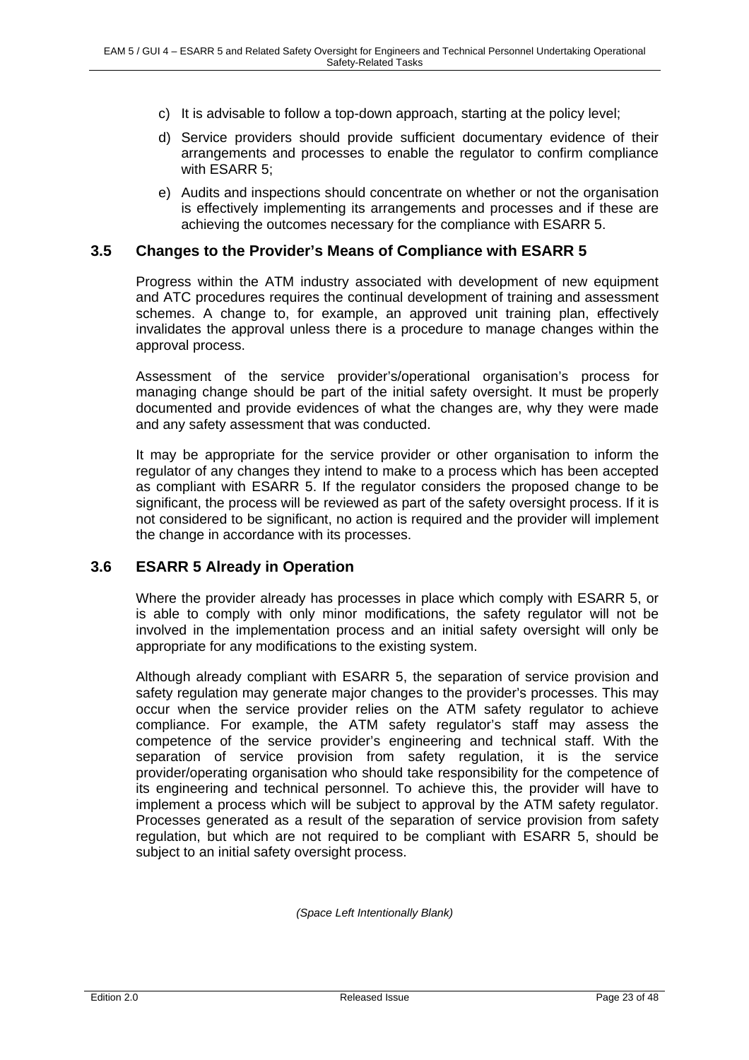c) It is advisable to follow a top-down approach, starting at the policy level;

d) Service providers should provide sufficient documentary evidence of their arrangements and processes to enable the regulator to confirm compliance with ESARR 5;

e) Audits and inspections should concentrate on whether or not the organisation is effectively implementing its arrangements and processes and if these are achieving the outcomes necessary for the compliance with ESARR 5.

## 3.5 Changes to the Provider's Means of Compliance with ESARR 5

Progress within the ATM industry associated with development of new equipment and ATC procedures requires the continual development of training and assessment schemes. A change to, for example, an approved unit training plan, effectively invalidates the approval unless there is a procedure to manage changes within the approval process.

Assessment of the service provider's/operational organisation's process for managing change should be part of the initial safety oversight. It must be properly documented and provide evidences of what the changes are, why they were made and any safety assessment that was conducted.

It may be appropriate for the service provider or other organisation to inform the regulator of any changes they intend to make to a process which has been accepted as compliant with ESARR 5. If the regulator considers the proposed change to be significant, the process will be reviewed as part of the safety oversight process. If it is not considered to be significant, no action is required and the provider will implement the change in accordance with its processes.

## 3.6 ESARR 5 Already in Operation

Where the provider already has processes in place which comply with ESARR 5, or is able to comply with only minor modifications, the safety regulator will not be involved in the implementation process and an initial safety oversight will only be appropriate for any modifications to the existing system.

Although already compliant with ESARR 5, the separation of service provision and safety regulation may generate major changes to the provider's processes. This may occur when the service provider relies on the ATM safety regulator to achieve compliance. For example, the ATM safety regulator's staff may assess the competence of the service provider's engineering and technical staff. With the separation of service provision from safety regulation, it is the service provider/operating organisation who should take responsibility for the competence of its engineering and technical personnel. To achieve this, the provider will have to implement a process which will be subject to approval by the ATM safety regulator. Processes generated as a result of the separation of service provision from safety regulation, but which are not required to be compliant with ESARR 5, should be subject to an initial safety oversight process.

*(Space Left Intentionally Blank)*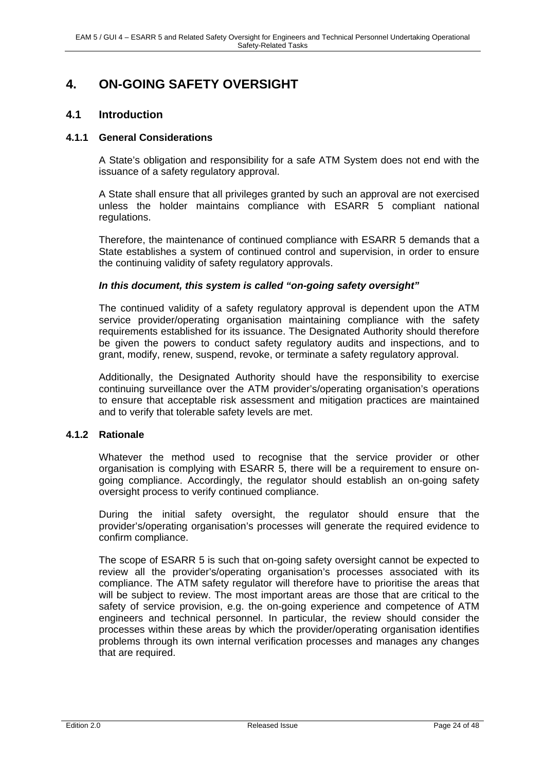# 4. ON-GOING SAFETY OVERSIGHT

## 4.1 Introduction

### 4.1.1 General Considerations

A State's obligation and responsibility for a safe ATM System does not end with the issuance of a safety regulatory approval.

A State shall ensure that all privileges granted by such an approval are not exercised unless the holder maintains compliance with ESARR 5 compliant national regulations.

Therefore, the maintenance of continued compliance with ESARR 5 demands that a State establishes a system of continued control and supervision, in order to ensure the continuing validity of safety regulatory approvals.

***In this document, this system is called "on-going safety oversight"***

The continued validity of a safety regulatory approval is dependent upon the ATM service provider/operating organisation maintaining compliance with the safety requirements established for its issuance. The Designated Authority should therefore be given the powers to conduct safety regulatory audits and inspections, and to grant, modify, renew, suspend, revoke, or terminate a safety regulatory approval.

Additionally, the Designated Authority should have the responsibility to exercise continuing surveillance over the ATM provider's/operating organisation's operations to ensure that acceptable risk assessment and mitigation practices are maintained and to verify that tolerable safety levels are met.

### 4.1.2 Rationale

Whatever the method used to recognise that the service provider or other organisation is complying with ESARR 5, there will be a requirement to ensure on-going compliance. Accordingly, the regulator should establish an on-going safety oversight process to verify continued compliance.

During the initial safety oversight, the regulator should ensure that the provider's/operating organisation's processes will generate the required evidence to confirm compliance.

The scope of ESARR 5 is such that on-going safety oversight cannot be expected to review all the provider's/operating organisation's processes associated with its compliance. The ATM safety regulator will therefore have to prioritise the areas that will be subject to review. The most important areas are those that are critical to the safety of service provision, e.g. the on-going experience and competence of ATM engineers and technical personnel. In particular, the review should consider the processes within these areas by which the provider/operating organisation identifies problems through its own internal verification processes and manages any changes that are required.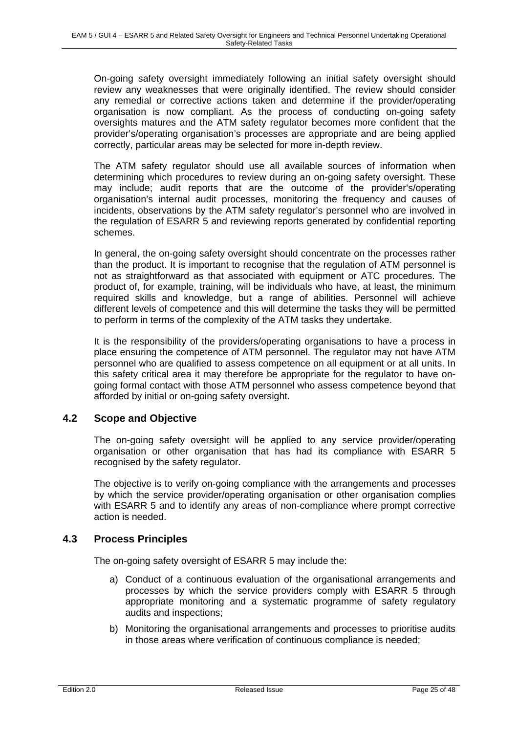On-going safety oversight immediately following an initial safety oversight should review any weaknesses that were originally identified. The review should consider any remedial or corrective actions taken and determine if the provider/operating organisation is now compliant. As the process of conducting on-going safety oversights matures and the ATM safety regulator becomes more confident that the provider's/operating organisation's processes are appropriate and are being applied correctly, particular areas may be selected for more in-depth review.

The ATM safety regulator should use all available sources of information when determining which procedures to review during an on-going safety oversight. These may include; audit reports that are the outcome of the provider's/operating organisation's internal audit processes, monitoring the frequency and causes of incidents, observations by the ATM safety regulator's personnel who are involved in the regulation of ESARR 5 and reviewing reports generated by confidential reporting schemes.

In general, the on-going safety oversight should concentrate on the processes rather than the product. It is important to recognise that the regulation of ATM personnel is not as straightforward as that associated with equipment or ATC procedures. The product of, for example, training, will be individuals who have, at least, the minimum required skills and knowledge, but a range of abilities. Personnel will achieve different levels of competence and this will determine the tasks they will be permitted to perform in terms of the complexity of the ATM tasks they undertake.

It is the responsibility of the providers/operating organisations to have a process in place ensuring the competence of ATM personnel. The regulator may not have ATM personnel who are qualified to assess competence on all equipment or at all units. In this safety critical area it may therefore be appropriate for the regulator to have on-going formal contact with those ATM personnel who assess competence beyond that afforded by initial or on-going safety oversight.

## 4.2 Scope and Objective

The on-going safety oversight will be applied to any service provider/operating organisation or other organisation that has had its compliance with ESARR 5 recognised by the safety regulator.

The objective is to verify on-going compliance with the arrangements and processes by which the service provider/operating organisation or other organisation complies with ESARR 5 and to identify any areas of non-compliance where prompt corrective action is needed.

## 4.3 Process Principles

The on-going safety oversight of ESARR 5 may include the:

a) Conduct of a continuous evaluation of the organisational arrangements and processes by which the service providers comply with ESARR 5 through appropriate monitoring and a systematic programme of safety regulatory audits and inspections;

b) Monitoring the organisational arrangements and processes to prioritise audits in those areas where verification of continuous compliance is needed;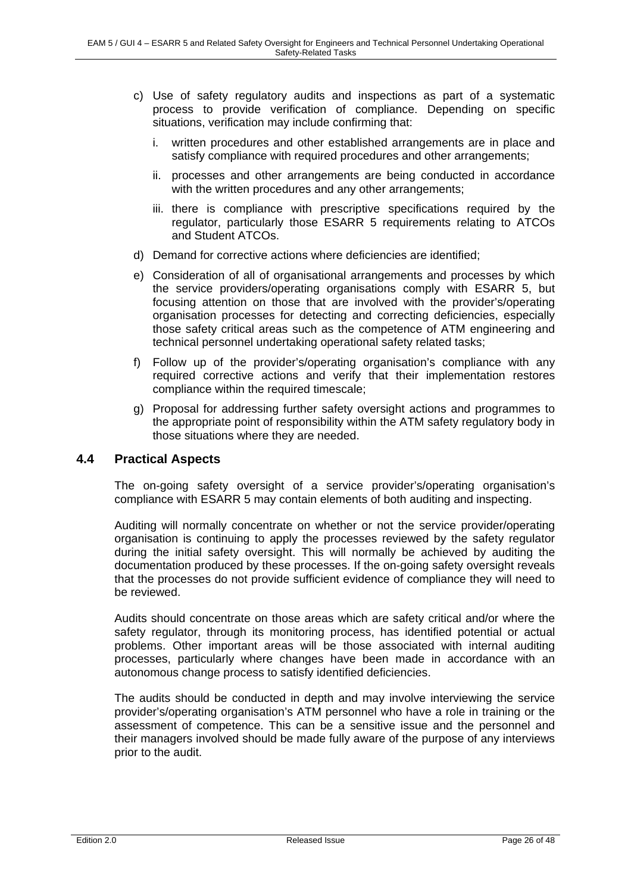c) Use of safety regulatory audits and inspections as part of a systematic process to provide verification of compliance. Depending on specific situations, verification may include confirming that:

   i. written procedures and other established arrangements are in place and satisfy compliance with required procedures and other arrangements;

   ii. processes and other arrangements are being conducted in accordance with the written procedures and any other arrangements;

   iii. there is compliance with prescriptive specifications required by the regulator, particularly those ESARR 5 requirements relating to ATCOs and Student ATCOs.

d) Demand for corrective actions where deficiencies are identified;

e) Consideration of all of organisational arrangements and processes by which the service providers/operating organisations comply with ESARR 5, but focusing attention on those that are involved with the provider's/operating organisation processes for detecting and correcting deficiencies, especially those safety critical areas such as the competence of ATM engineering and technical personnel undertaking operational safety related tasks;

f) Follow up of the provider's/operating organisation's compliance with any required corrective actions and verify that their implementation restores compliance within the required timescale;

g) Proposal for addressing further safety oversight actions and programmes to the appropriate point of responsibility within the ATM safety regulatory body in those situations where they are needed.

## 4.4 Practical Aspects

The on-going safety oversight of a service provider's/operating organisation's compliance with ESARR 5 may contain elements of both auditing and inspecting.

Auditing will normally concentrate on whether or not the service provider/operating organisation is continuing to apply the processes reviewed by the safety regulator during the initial safety oversight. This will normally be achieved by auditing the documentation produced by these processes. If the on-going safety oversight reveals that the processes do not provide sufficient evidence of compliance they will need to be reviewed.

Audits should concentrate on those areas which are safety critical and/or where the safety regulator, through its monitoring process, has identified potential or actual problems. Other important areas will be those associated with internal auditing processes, particularly where changes have been made in accordance with an autonomous change process to satisfy identified deficiencies.

The audits should be conducted in depth and may involve interviewing the service provider's/operating organisation's ATM personnel who have a role in training or the assessment of competence. This can be a sensitive issue and the personnel and their managers involved should be made fully aware of the purpose of any interviews prior to the audit.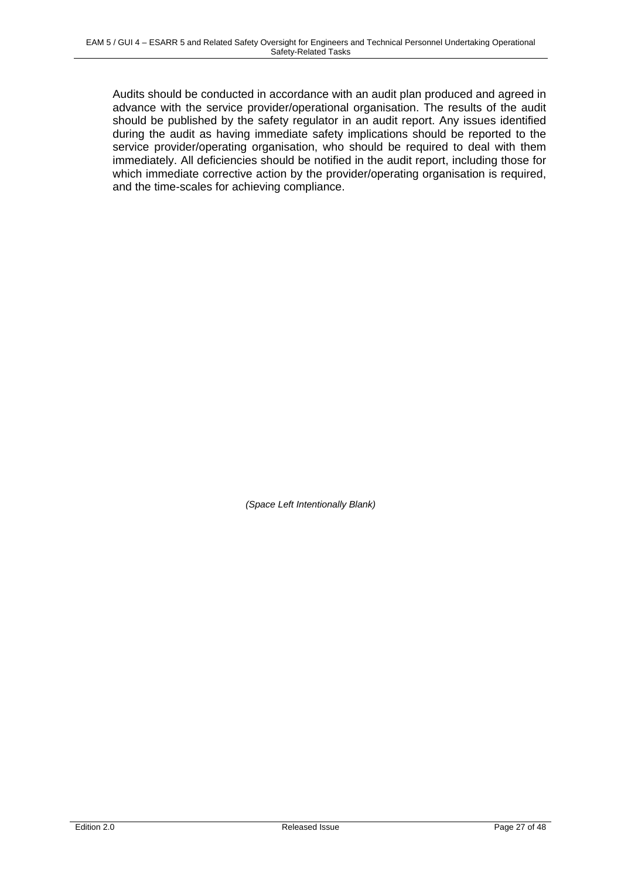Audits should be conducted in accordance with an audit plan produced and agreed in advance with the service provider/operational organisation. The results of the audit should be published by the safety regulator in an audit report. Any issues identified during the audit as having immediate safety implications should be reported to the service provider/operating organisation, who should be required to deal with them immediately. All deficiencies should be notified in the audit report, including those for which immediate corrective action by the provider/operating organisation is required, and the time-scales for achieving compliance.

*(Space Left Intentionally Blank)*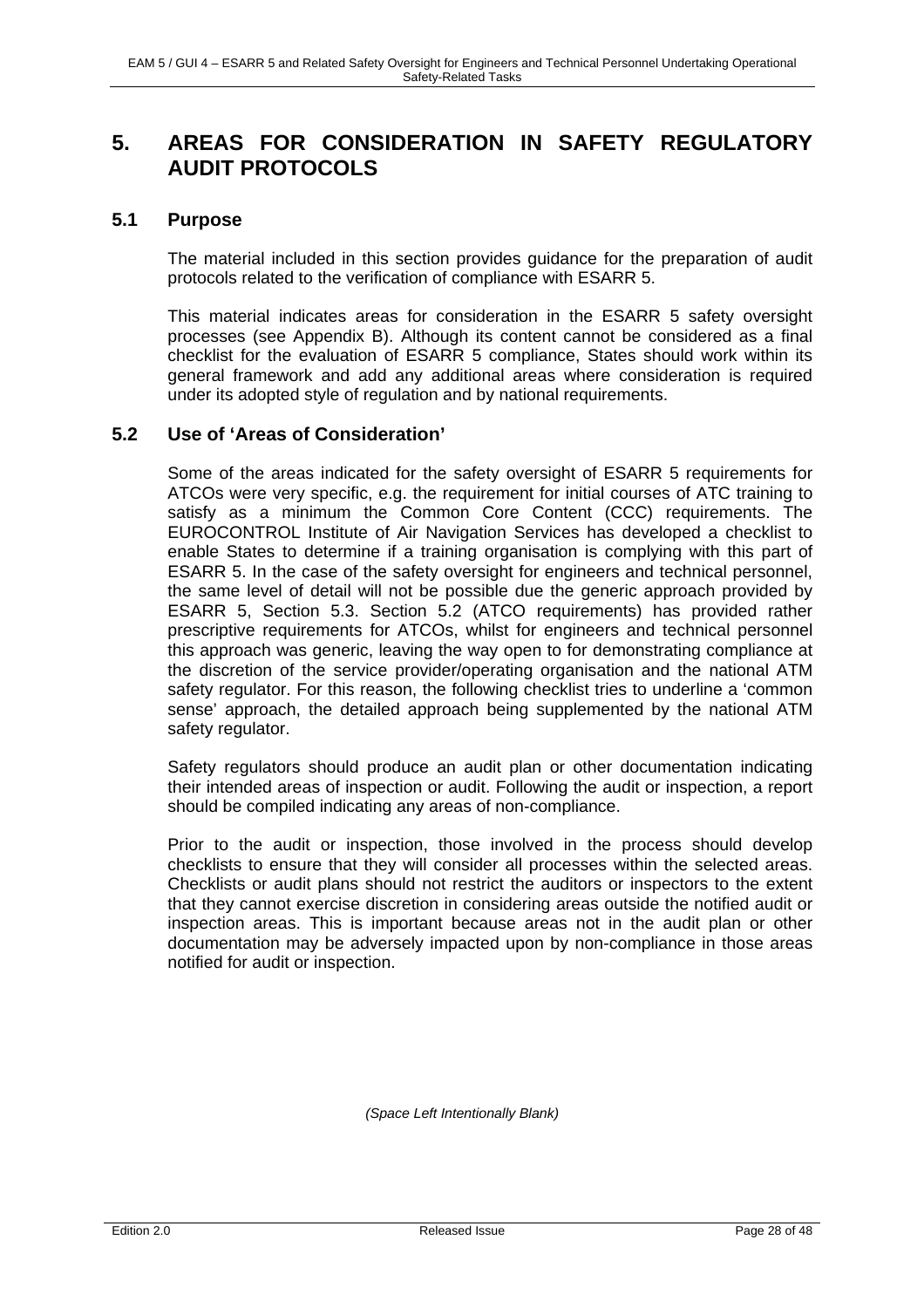# 5. AREAS FOR CONSIDERATION IN SAFETY REGULATORY AUDIT PROTOCOLS

## 5.1 Purpose

The material included in this section provides guidance for the preparation of audit protocols related to the verification of compliance with ESARR 5.

This material indicates areas for consideration in the ESARR 5 safety oversight processes (see Appendix B). Although its content cannot be considered as a final checklist for the evaluation of ESARR 5 compliance, States should work within its general framework and add any additional areas where consideration is required under its adopted style of regulation and by national requirements.

## 5.2 Use of 'Areas of Consideration'

Some of the areas indicated for the safety oversight of ESARR 5 requirements for ATCOs were very specific, e.g. the requirement for initial courses of ATC training to satisfy as a minimum the Common Core Content (CCC) requirements. The EUROCONTROL Institute of Air Navigation Services has developed a checklist to enable States to determine if a training organisation is complying with this part of ESARR 5. In the case of the safety oversight for engineers and technical personnel, the same level of detail will not be possible due the generic approach provided by ESARR 5, Section 5.3. Section 5.2 (ATCO requirements) has provided rather prescriptive requirements for ATCOs, whilst for engineers and technical personnel this approach was generic, leaving the way open to for demonstrating compliance at the discretion of the service provider/operating organisation and the national ATM safety regulator. For this reason, the following checklist tries to underline a 'common sense' approach, the detailed approach being supplemented by the national ATM safety regulator.

Safety regulators should produce an audit plan or other documentation indicating their intended areas of inspection or audit. Following the audit or inspection, a report should be compiled indicating any areas of non-compliance.

Prior to the audit or inspection, those involved in the process should develop checklists to ensure that they will consider all processes within the selected areas. Checklists or audit plans should not restrict the auditors or inspectors to the extent that they cannot exercise discretion in considering areas outside the notified audit or inspection areas. This is important because areas not in the audit plan or other documentation may be adversely impacted upon by non-compliance in those areas notified for audit or inspection.

*(Space Left Intentionally Blank)*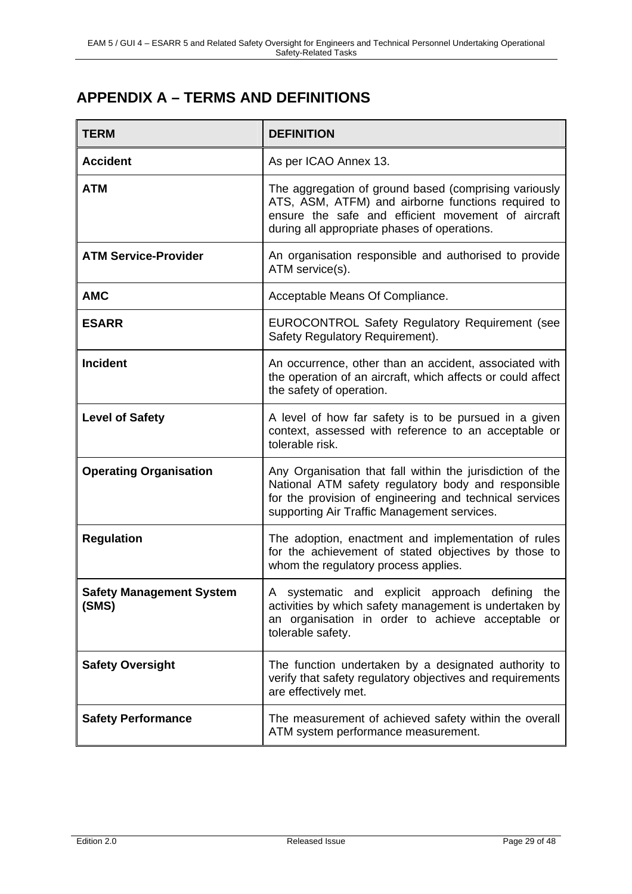# APPENDIX A – TERMS AND DEFINITIONS

| TERM | DEFINITION |
|---|---|
| **Accident** | As per ICAO Annex 13. |
| **ATM** | The aggregation of ground based (comprising variously ATS, ASM, ATFM) and airborne functions required to ensure the safe and efficient movement of aircraft during all appropriate phases of operations. |
| **ATM Service-Provider** | An organisation responsible and authorised to provide ATM service(s). |
| **AMC** | Acceptable Means Of Compliance. |
| **ESARR** | EUROCONTROL Safety Regulatory Requirement (see Safety Regulatory Requirement). |
| **Incident** | An occurrence, other than an accident, associated with the operation of an aircraft, which affects or could affect the safety of operation. |
| **Level of Safety** | A level of how far safety is to be pursued in a given context, assessed with reference to an acceptable or tolerable risk. |
| **Operating Organisation** | Any Organisation that fall within the jurisdiction of the National ATM safety regulatory body and responsible for the provision of engineering and technical services supporting Air Traffic Management services. |
| **Regulation** | The adoption, enactment and implementation of rules for the achievement of stated objectives by those to whom the regulatory process applies. |
| **Safety Management System (SMS)** | A systematic and explicit approach defining the activities by which safety management is undertaken by an organisation in order to achieve acceptable or tolerable safety. |
| **Safety Oversight** | The function undertaken by a designated authority to verify that safety regulatory objectives and requirements are effectively met. |
| **Safety Performance** | The measurement of achieved safety within the overall ATM system performance measurement. |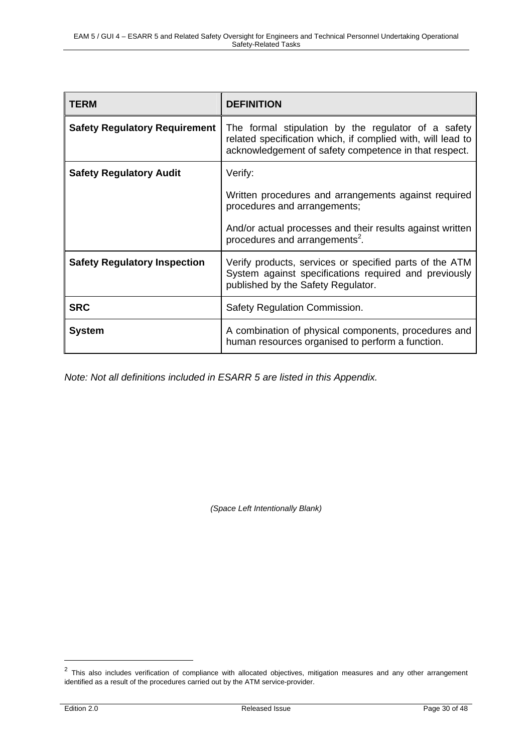| TERM | DEFINITION |
|---|---|
| **Safety Regulatory Requirement** | The formal stipulation by the regulator of a safety related specification which, if complied with, will lead to acknowledgement of safety competence in that respect. |
| **Safety Regulatory Audit** | Verify:<br><br>Written procedures and arrangements against required procedures and arrangements;<br><br>And/or actual processes and their results against written procedures and arrangements[2]. |
| **Safety Regulatory Inspection** | Verify products, services or specified parts of the ATM System against specifications required and previously published by the Safety Regulator. |
| **SRC** | Safety Regulation Commission. |
| **System** | A combination of physical components, procedures and human resources organised to perform a function. |

*Note: Not all definitions included in ESARR 5 are listed in this Appendix.*

*(Space Left Intentionally Blank)*

[2] This also includes verification of compliance with allocated objectives, mitigation measures and any other arrangement identified as a result of the procedures carried out by the ATM service-provider.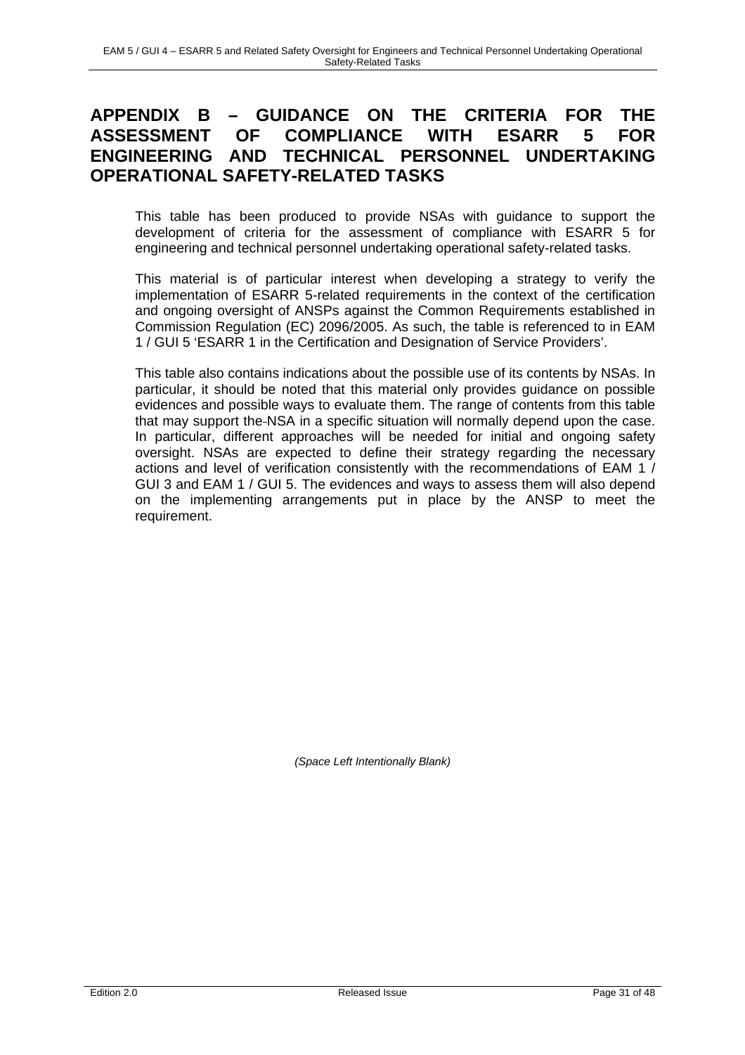# APPENDIX B – GUIDANCE ON THE CRITERIA FOR THE ASSESSMENT OF COMPLIANCE WITH ESARR 5 FOR ENGINEERING AND TECHNICAL PERSONNEL UNDERTAKING OPERATIONAL SAFETY-RELATED TASKS

This table has been produced to provide NSAs with guidance to support the development of criteria for the assessment of compliance with ESARR 5 for engineering and technical personnel undertaking operational safety-related tasks.

This material is of particular interest when developing a strategy to verify the implementation of ESARR 5-related requirements in the context of the certification and ongoing oversight of ANSPs against the Common Requirements established in Commission Regulation (EC) 2096/2005. As such, the table is referenced to in EAM 1 / GUI 5 'ESARR 1 in the Certification and Designation of Service Providers'.

This table also contains indications about the possible use of its contents by NSAs. In particular, it should be noted that this material only provides guidance on possible evidences and possible ways to evaluate them. The range of contents from this table that may support the NSA in a specific situation will normally depend upon the case. In particular, different approaches will be needed for initial and ongoing safety oversight. NSAs are expected to define their strategy regarding the necessary actions and level of verification consistently with the recommendations of EAM 1 / GUI 3 and EAM 1 / GUI 5. The evidences and ways to assess them will also depend on the implementing arrangements put in place by the ANSP to meet the requirement.

*(Space Left Intentionally Blank)*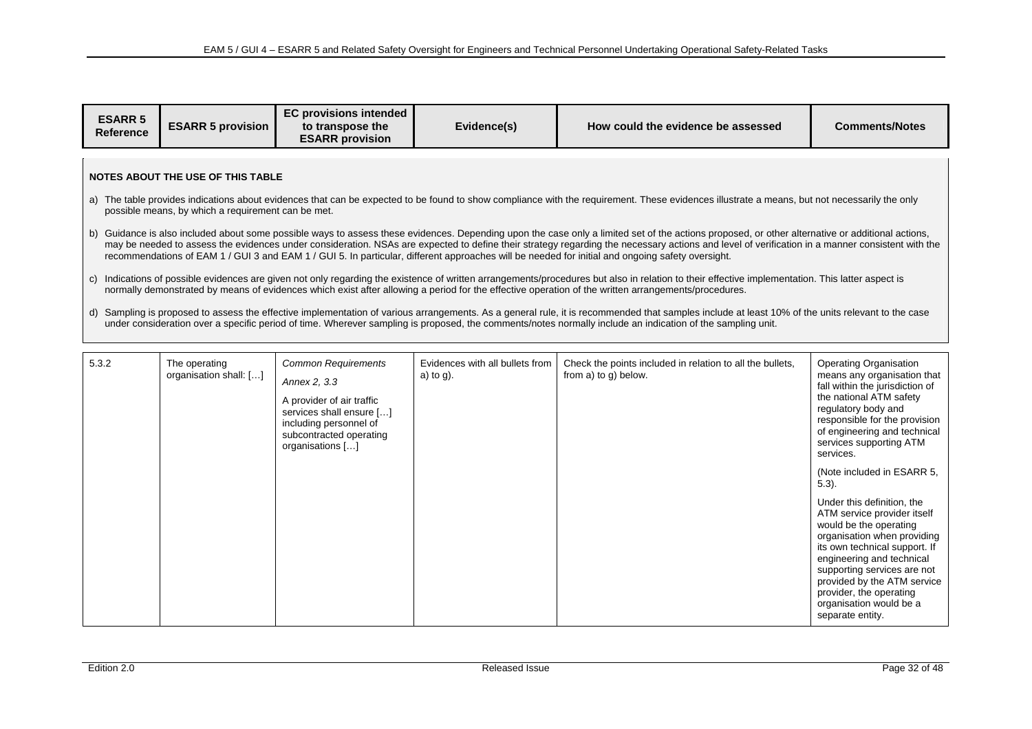| ESARR 5 Reference | ESARR 5 provision | EC provisions intended to transpose the ESARR provision | Evidence(s) | How could the evidence be assessed | Comments/Notes |
|---|---|---|---|---|---|

**NOTES ABOUT THE USE OF THIS TABLE**

a) The table provides indications about evidences that can be expected to be found to show compliance with the requirement. These evidences illustrate a means, but not necessarily the only possible means, by which a requirement can be met.

b) Guidance is also included about some possible ways to assess these evidences. Depending upon the case only a limited set of the actions proposed, or other alternative or additional actions, may be needed to assess the evidences under consideration. NSAs are expected to define their strategy regarding the necessary actions and level of verification in a manner consistent with the recommendations of EAM 1 / GUI 3 and EAM 1 / GUI 5. In particular, different approaches will be needed for initial and ongoing safety oversight.

c) Indications of possible evidences are given not only regarding the existence of written arrangements/procedures but also in relation to their effective implementation. This latter aspect is normally demonstrated by means of evidences which exist after allowing a period for the effective operation of the written arrangements/procedures.

d) Sampling is proposed to assess the effective implementation of various arrangements. As a general rule, it is recommended that samples include at least 10% of the units relevant to the case under consideration over a specific period of time. Wherever sampling is proposed, the comments/notes normally include an indication of the sampling unit.

| ESARR 5 Reference | ESARR 5 provision | EC provisions intended to transpose the ESARR provision | Evidence(s) | How could the evidence be assessed | Comments/Notes |
|---|---|---|---|---|---|
| 5.3.2 | The operating organisation shall: […] | *Common Requirements*<br><br>*Annex 2, 3.3*<br><br>A provider of air traffic services shall ensure […] including personnel of subcontracted operating organisations […] | Evidences with all bullets from a) to g). | Check the points included in relation to all the bullets, from a) to g) below. | Operating Organisation means any organisation that fall within the jurisdiction of the national ATM safety regulatory body and responsible for the provision of engineering and technical services supporting ATM services.<br><br>(Note included in ESARR 5, 5.3).<br><br>Under this definition, the ATM service provider itself would be the operating organisation when providing its own technical support. If engineering and technical supporting services are not provided by the ATM service provider, the operating organisation would be a separate entity. |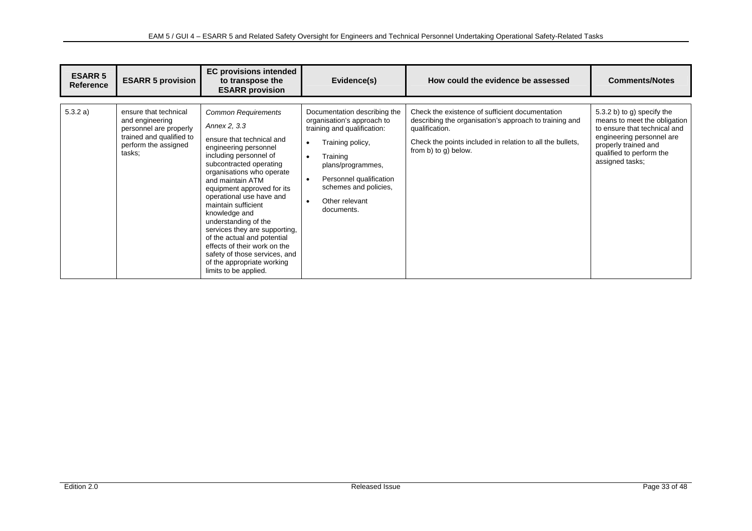| ESARR 5 Reference | ESARR 5 provision | EC provisions intended to transpose the ESARR provision | Evidence(s) | How could the evidence be assessed | Comments/Notes |
|---|---|---|---|---|---|
| 5.3.2 a) | ensure that technical and engineering personnel are properly trained and qualified to perform the assigned tasks; | *Common Requirements*<br><br>*Annex 2, 3.3*<br><br>ensure that technical and engineering personnel including personnel of subcontracted operating organisations who operate and maintain ATM equipment approved for its operational use have and maintain sufficient knowledge and understanding of the services they are supporting, of the actual and potential effects of their work on the safety of those services, and of the appropriate working limits to be applied. | Documentation describing the organisation's approach to training and qualification:<br><br>• Training policy,<br>• Training plans/programmes,<br>• Personnel qualification schemes and policies,<br>• Other relevant documents. | Check the existence of sufficient documentation describing the organisation's approach to training and qualification.<br><br>Check the points included in relation to all the bullets, from b) to g) below. | 5.3.2 b) to g) specify the means to meet the obligation to ensure that technical and engineering personnel are properly trained and qualified to perform the assigned tasks; |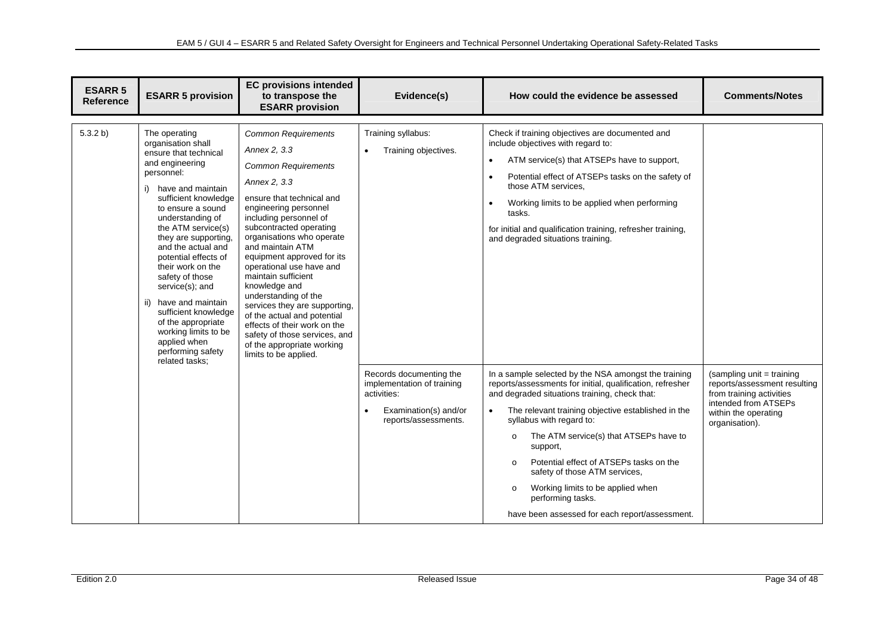| ESARR 5 Reference | ESARR 5 provision | EC provisions intended to transpose the ESARR provision | Evidence(s) | How could the evidence be assessed | Comments/Notes |
|---|---|---|---|---|---|
| 5.3.2 b) | The operating organisation shall ensure that technical and engineering personnel:<br>i) have and maintain sufficient knowledge to ensure a sound understanding of the ATM service(s) they are supporting, and the actual and potential effects of their work on the safety of those service(s); and<br>ii) have and maintain sufficient knowledge of the appropriate working limits to be applied when performing safety related tasks; | *Common Requirements*<br>*Annex 2, 3.3*<br>*Common Requirements*<br>*Annex 2, 3.3*<br>ensure that technical and engineering personnel including personnel of subcontracted operating organisations who operate and maintain ATM equipment approved for its operational use have and maintain sufficient knowledge and understanding of the services they are supporting, of the actual and potential effects of their work on the safety of those services, and of the appropriate working limits to be applied. | Training syllabus:<br>• Training objectives. | Check if training objectives are documented and include objectives with regard to:<br>• ATM service(s) that ATSEPs have to support,<br>• Potential effect of ATSEPs tasks on the safety of those ATM services,<br>• Working limits to be applied when performing tasks.<br>for initial and qualification training, refresher training, and degraded situations training. | |
| | | | Records documenting the implementation of training activities:<br>• Examination(s) and/or reports/assessments. | In a sample selected by the NSA amongst the training reports/assessments for initial, qualification, refresher and degraded situations training, check that:<br>• The relevant training objective established in the syllabus with regard to:<br>o The ATM service(s) that ATSEPs have to support,<br>o Potential effect of ATSEPs tasks on the safety of those ATM services,<br>o Working limits to be applied when performing tasks.<br>have been assessed for each report/assessment. | (sampling unit = training reports/assessment resulting from training activities intended from ATSEPs within the operating organisation). |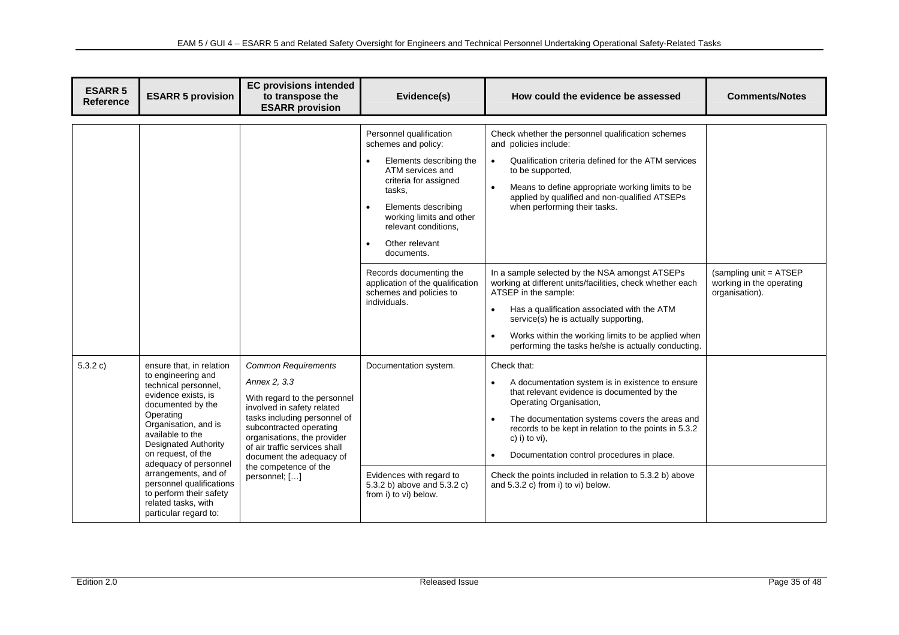| ESARR 5 Reference | ESARR 5 provision | EC provisions intended to transpose the ESARR provision | Evidence(s) | How could the evidence be assessed | Comments/Notes |
|---|---|---|---|---|---|
| | | | Personnel qualification schemes and policy:<br>• Elements describing the ATM services and criteria for assigned tasks,<br>• Elements describing working limits and other relevant conditions,<br>• Other relevant documents. | Check whether the personnel qualification schemes and policies include:<br>• Qualification criteria defined for the ATM services to be supported,<br>• Means to define appropriate working limits to be applied by qualified and non-qualified ATSEPs when performing their tasks. | |
| | | | Records documenting the application of the qualification schemes and policies to individuals. | In a sample selected by the NSA amongst ATSEPs working at different units/facilities, check whether each ATSEP in the sample:<br>• Has a qualification associated with the ATM service(s) he is actually supporting,<br>• Works within the working limits to be applied when performing the tasks he/she is actually conducting. | (sampling unit = ATSEP working in the operating organisation). |
| 5.3.2 c) | ensure that, in relation to engineering and technical personnel, evidence exists, is documented by the Operating Organisation, and is available to the Designated Authority on request, of the adequacy of personnel arrangements, and of personnel qualifications to perform their safety related tasks, with particular regard to: | *Common Requirements*<br>*Annex 2, 3.3*<br>With regard to the personnel involved in safety related tasks including personnel of subcontracted operating organisations, the provider of air traffic services shall document the adequacy of the competence of the personnel; […] | Documentation system. | Check that:<br>• A documentation system is in existence to ensure that relevant evidence is documented by the Operating Organisation,<br>• The documentation systems covers the areas and records to be kept in relation to the points in 5.3.2 c) i) to vi),<br>• Documentation control procedures in place. | |
| | | | Evidences with regard to 5.3.2 b) above and 5.3.2 c) from i) to vi) below. | Check the points included in relation to 5.3.2 b) above and 5.3.2 c) from i) to vi) below. | |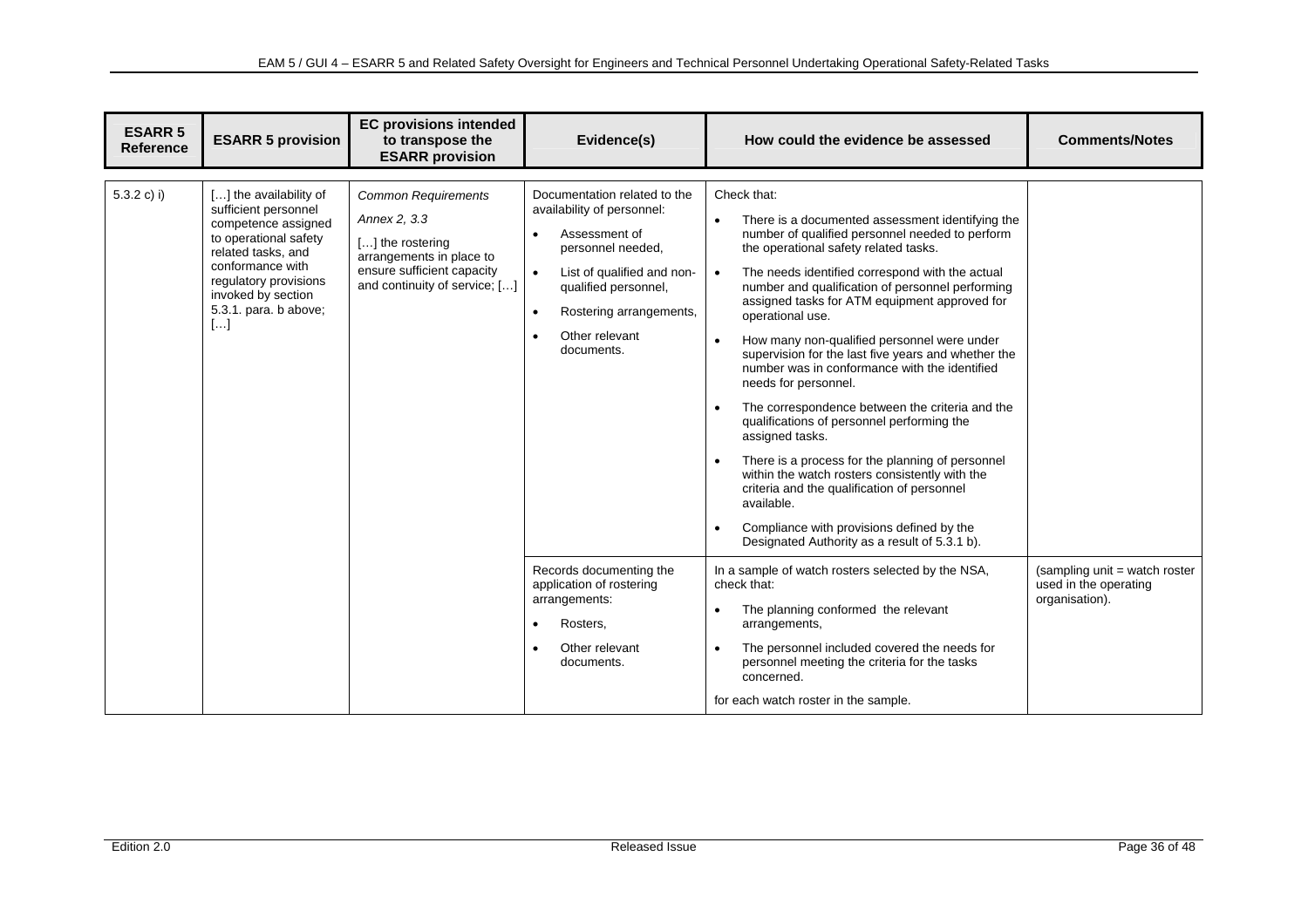| ESARR 5 Reference | ESARR 5 provision | EC provisions intended to transpose the ESARR provision | Evidence(s) | How could the evidence be assessed | Comments/Notes |
|---|---|---|---|---|---|
| 5.3.2 c) i) | […] the availability of sufficient personnel competence assigned to operational safety related tasks, and conformance with regulatory provisions invoked by section 5.3.1. para. b above; […] | *Common Requirements Annex 2, 3.3*<br>[…] the rostering arrangements in place to ensure sufficient capacity and continuity of service; […] | Documentation related to the availability of personnel:<br>• Assessment of personnel needed,<br>• List of qualified and non-qualified personnel,<br>• Rostering arrangements,<br>• Other relevant documents. | Check that:<br>• There is a documented assessment identifying the number of qualified personnel needed to perform the operational safety related tasks.<br>• The needs identified correspond with the actual number and qualification of personnel performing assigned tasks for ATM equipment approved for operational use.<br>• How many non-qualified personnel were under supervision for the last five years and whether the number was in conformance with the identified needs for personnel.<br>• The correspondence between the criteria and the qualifications of personnel performing the assigned tasks.<br>• There is a process for the planning of personnel within the watch rosters consistently with the criteria and the qualification of personnel available.<br>• Compliance with provisions defined by the Designated Authority as a result of 5.3.1 b). | |
| | | | Records documenting the application of rostering arrangements:<br>• Rosters,<br>• Other relevant documents. | In a sample of watch rosters selected by the NSA, check that:<br>• The planning conformed the relevant arrangements,<br>• The personnel included covered the needs for personnel meeting the criteria for the tasks concerned.<br>for each watch roster in the sample. | (sampling unit = watch roster used in the operating organisation). |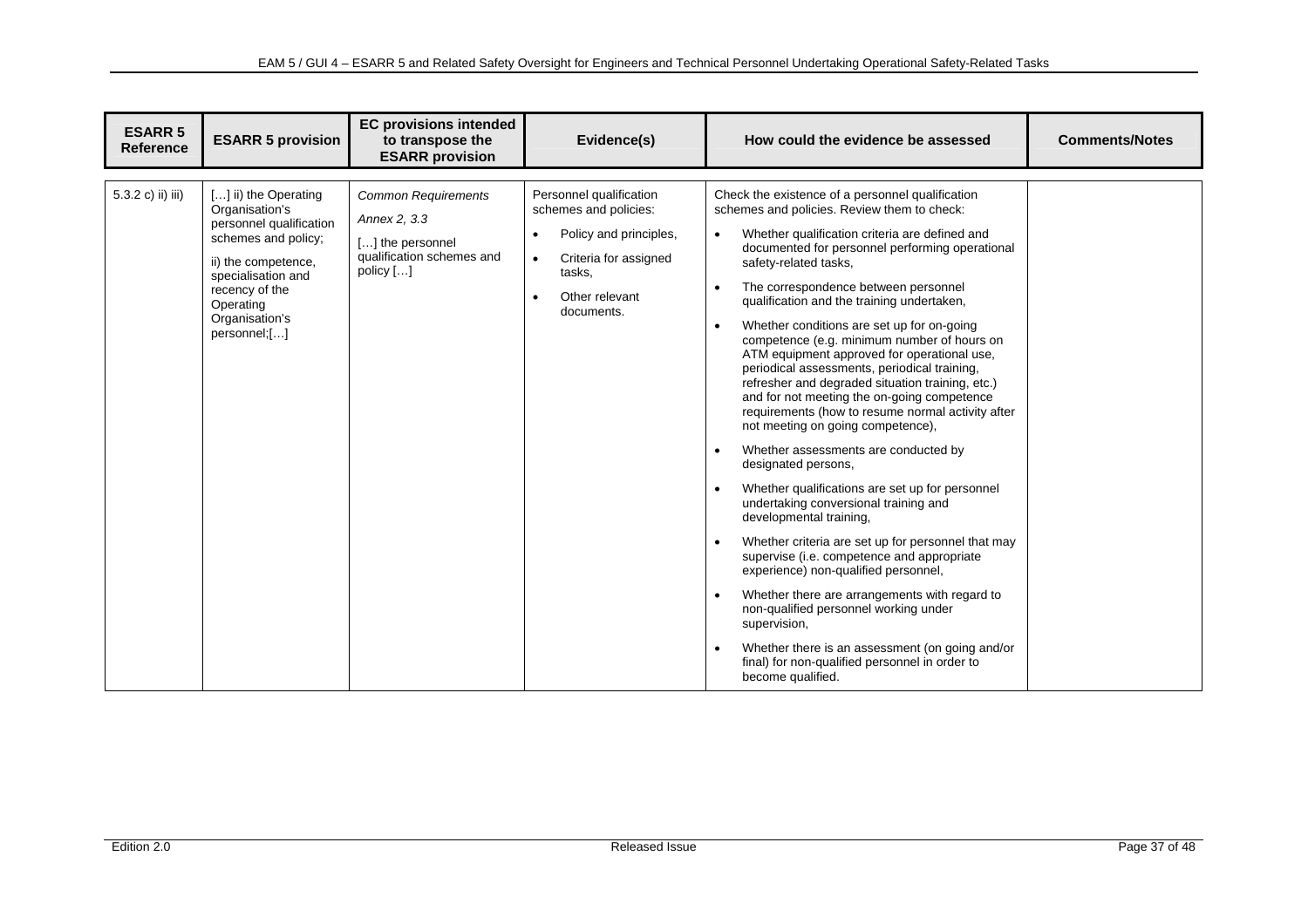| ESARR 5 Reference | ESARR 5 provision | EC provisions intended to transpose the ESARR provision | Evidence(s) | How could the evidence be assessed | Comments/Notes |
|---|---|---|---|---|---|
| 5.3.2 c) ii) iii) | […] ii) the Operating Organisation's personnel qualification schemes and policy;<br><br>ii) the competence, specialisation and recency of the Operating Organisation's personnel;[…] | *Common Requirements*<br><br>*Annex 2, 3.3*<br><br>[…] the personnel qualification schemes and policy […] | Personnel qualification schemes and policies:<br><br>• Policy and principles,<br>• Criteria for assigned tasks,<br>• Other relevant documents. | Check the existence of a personnel qualification schemes and policies. Review them to check:<br><br>• Whether qualification criteria are defined and documented for personnel performing operational safety-related tasks,<br>• The correspondence between personnel qualification and the training undertaken,<br>• Whether conditions are set up for on-going competence (e.g. minimum number of hours on ATM equipment approved for operational use, periodical assessments, periodical training, refresher and degraded situation training, etc.) and for not meeting the on-going competence requirements (how to resume normal activity after not meeting on going competence),<br>• Whether assessments are conducted by designated persons,<br>• Whether qualifications are set up for personnel undertaking conversional training and developmental training,<br>• Whether criteria are set up for personnel that may supervise (i.e. competence and appropriate experience) non-qualified personnel,<br>• Whether there are arrangements with regard to non-qualified personnel working under supervision,<br>• Whether there is an assessment (on going and/or final) for non-qualified personnel in order to become qualified. | |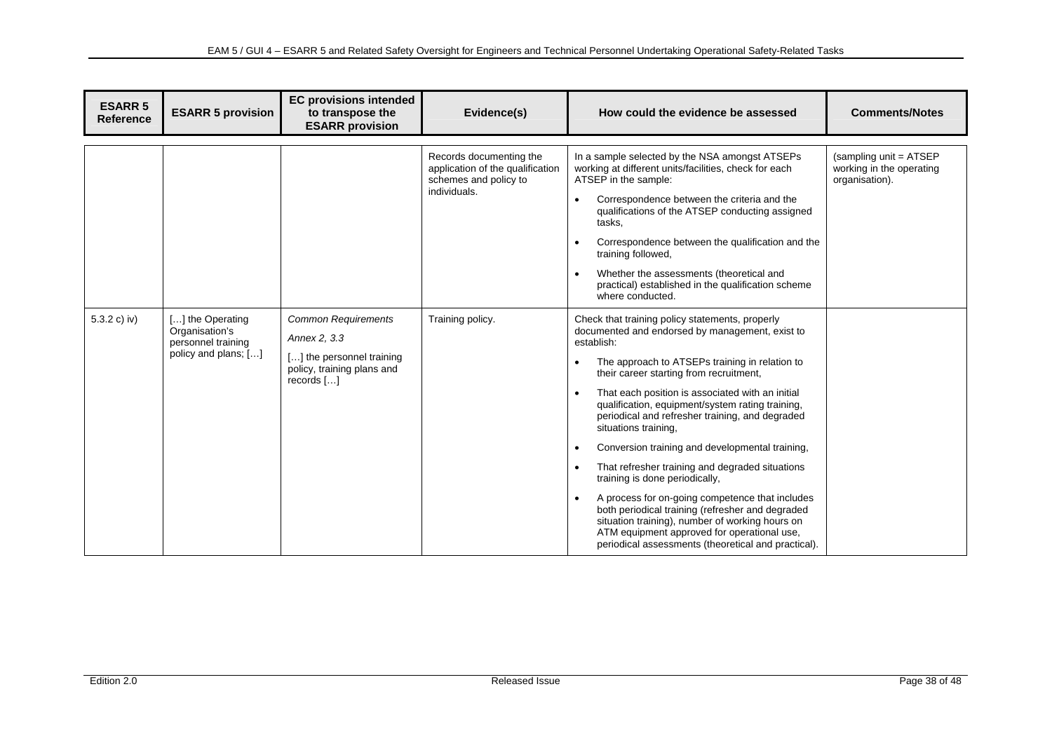| ESARR 5 Reference | ESARR 5 provision | EC provisions intended to transpose the ESARR provision | Evidence(s) | How could the evidence be assessed | Comments/Notes |
|---|---|---|---|---|---|
| | | | Records documenting the application of the qualification schemes and policy to individuals. | In a sample selected by the NSA amongst ATSEPs working at different units/facilities, check for each ATSEP in the sample:<br>• Correspondence between the criteria and the qualifications of the ATSEP conducting assigned tasks,<br>• Correspondence between the qualification and the training followed,<br>• Whether the assessments (theoretical and practical) established in the qualification scheme where conducted. | (sampling unit = ATSEP working in the operating organisation). |
| 5.3.2 c) iv) | […] the Operating Organisation's personnel training policy and plans; […] | *Common Requirements*<br>*Annex 2, 3.3*<br>[…] the personnel training policy, training plans and records […] | Training policy. | Check that training policy statements, properly documented and endorsed by management, exist to establish:<br>• The approach to ATSEPs training in relation to their career starting from recruitment,<br>• That each position is associated with an initial qualification, equipment/system rating training, periodical and refresher training, and degraded situations training,<br>• Conversion training and developmental training,<br>• That refresher training and degraded situations training is done periodically,<br>• A process for on-going competence that includes both periodical training (refresher and degraded situation training), number of working hours on ATM equipment approved for operational use, periodical assessments (theoretical and practical). | |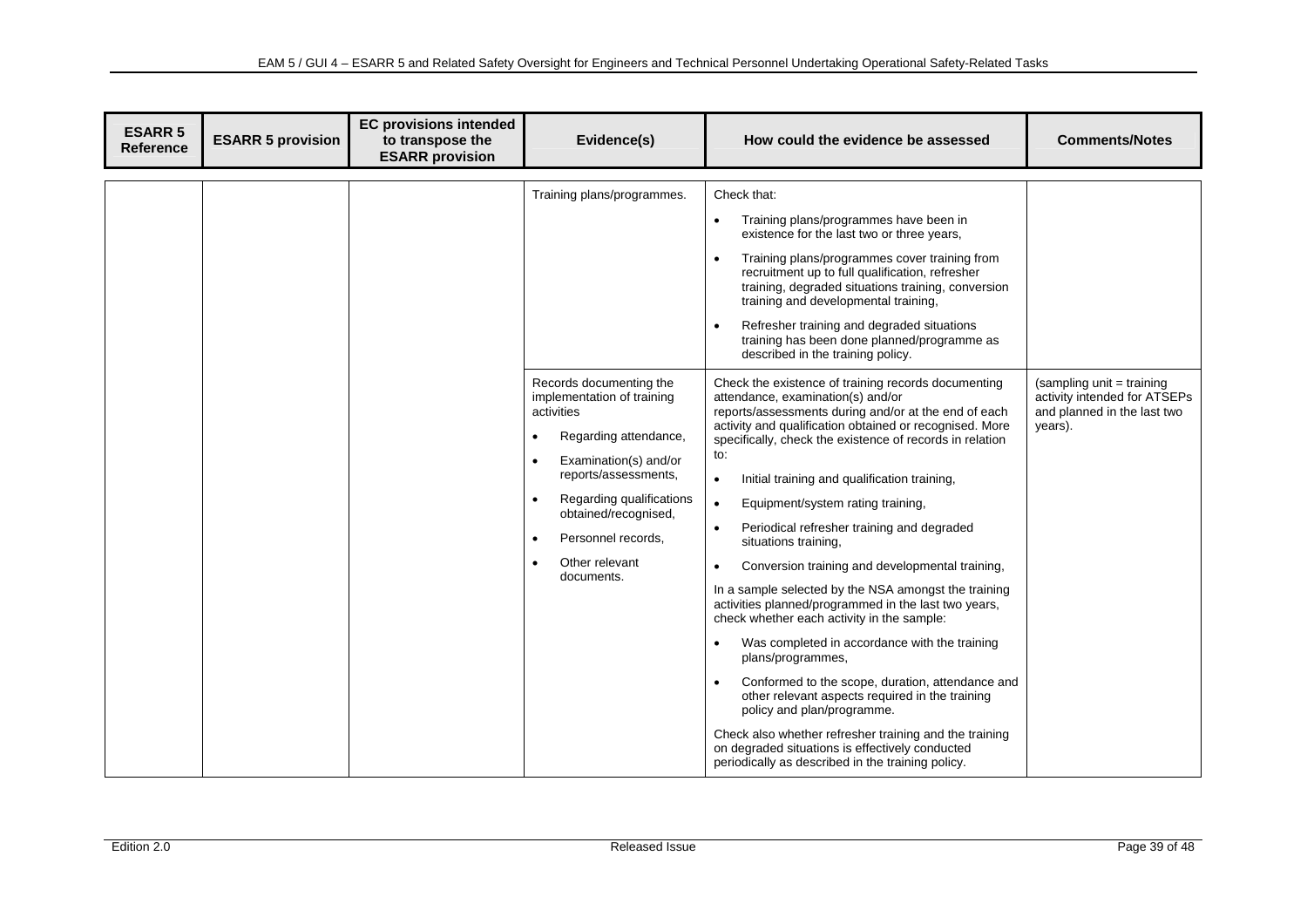| ESARR 5 Reference | ESARR 5 provision | EC provisions intended to transpose the ESARR provision | Evidence(s) | How could the evidence be assessed | Comments/Notes |
|---|---|---|---|---|---|
| | | | Training plans/programmes. | Check that:<br>• Training plans/programmes have been in existence for the last two or three years,<br>• Training plans/programmes cover training from recruitment up to full qualification, refresher training, degraded situations training, conversion training and developmental training,<br>• Refresher training and degraded situations training has been done planned/programme as described in the training policy. | |
| | | | Records documenting the implementation of training activities<br>• Regarding attendance,<br>• Examination(s) and/or reports/assessments,<br>• Regarding qualifications obtained/recognised,<br>• Personnel records,<br>• Other relevant documents. | Check the existence of training records documenting attendance, examination(s) and/or reports/assessments during and/or at the end of each activity and qualification obtained or recognised. More specifically, check the existence of records in relation to:<br>• Initial training and qualification training,<br>• Equipment/system rating training,<br>• Periodical refresher training and degraded situations training,<br>• Conversion training and developmental training,<br>In a sample selected by the NSA amongst the training activities planned/programmed in the last two years, check whether each activity in the sample:<br>• Was completed in accordance with the training plans/programmes,<br>• Conformed to the scope, duration, attendance and other relevant aspects required in the training policy and plan/programme.<br>Check also whether refresher training and the training on degraded situations is effectively conducted periodically as described in the training policy. | (sampling unit = training activity intended for ATSEPs and planned in the last two years). |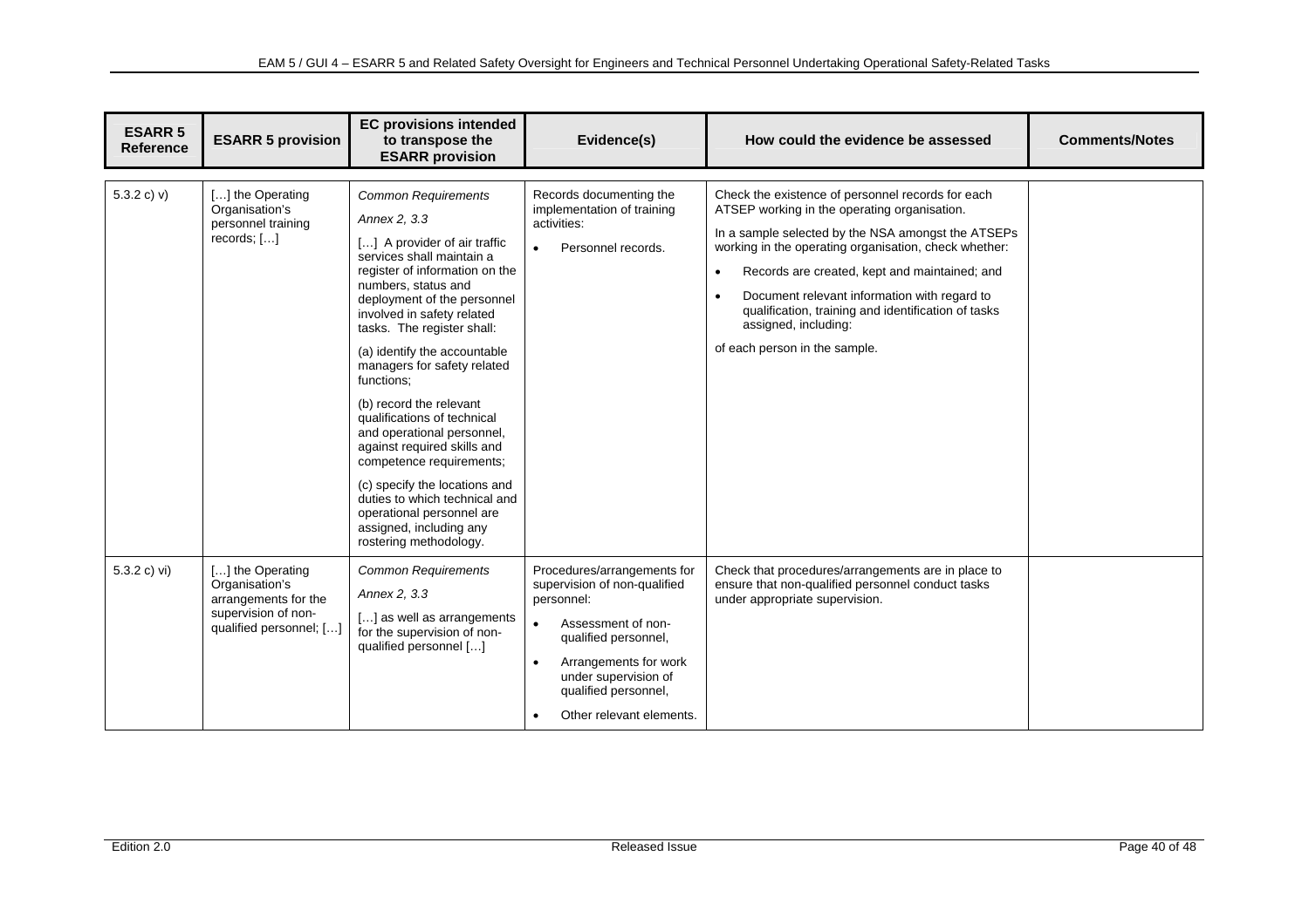| ESARR 5 Reference | ESARR 5 provision | EC provisions intended to transpose the ESARR provision | Evidence(s) | How could the evidence be assessed | Comments/Notes |
|---|---|---|---|---|---|
| 5.3.2 c) v) | […] the Operating Organisation's personnel training records; […] | *Common Requirements*<br>*Annex 2, 3.3*<br>[…] A provider of air traffic services shall maintain a register of information on the numbers, status and deployment of the personnel involved in safety related tasks. The register shall:<br>(a) identify the accountable managers for safety related functions;<br>(b) record the relevant qualifications of technical and operational personnel, against required skills and competence requirements;<br>(c) specify the locations and duties to which technical and operational personnel are assigned, including any rostering methodology. | Records documenting the implementation of training activities:<br>• Personnel records. | Check the existence of personnel records for each ATSEP working in the operating organisation.<br>In a sample selected by the NSA amongst the ATSEPs working in the operating organisation, check whether:<br>• Records are created, kept and maintained; and<br>• Document relevant information with regard to qualification, training and identification of tasks assigned, including:<br>of each person in the sample. | |
| 5.3.2 c) vi) | […] the Operating Organisation's arrangements for the supervision of non-qualified personnel; […] | *Common Requirements*<br>*Annex 2, 3.3*<br>[…] as well as arrangements for the supervision of non-qualified personnel […] | Procedures/arrangements for supervision of non-qualified personnel:<br>• Assessment of non-qualified personnel,<br>• Arrangements for work under supervision of qualified personnel,<br>• Other relevant elements. | Check that procedures/arrangements are in place to ensure that non-qualified personnel conduct tasks under appropriate supervision. | |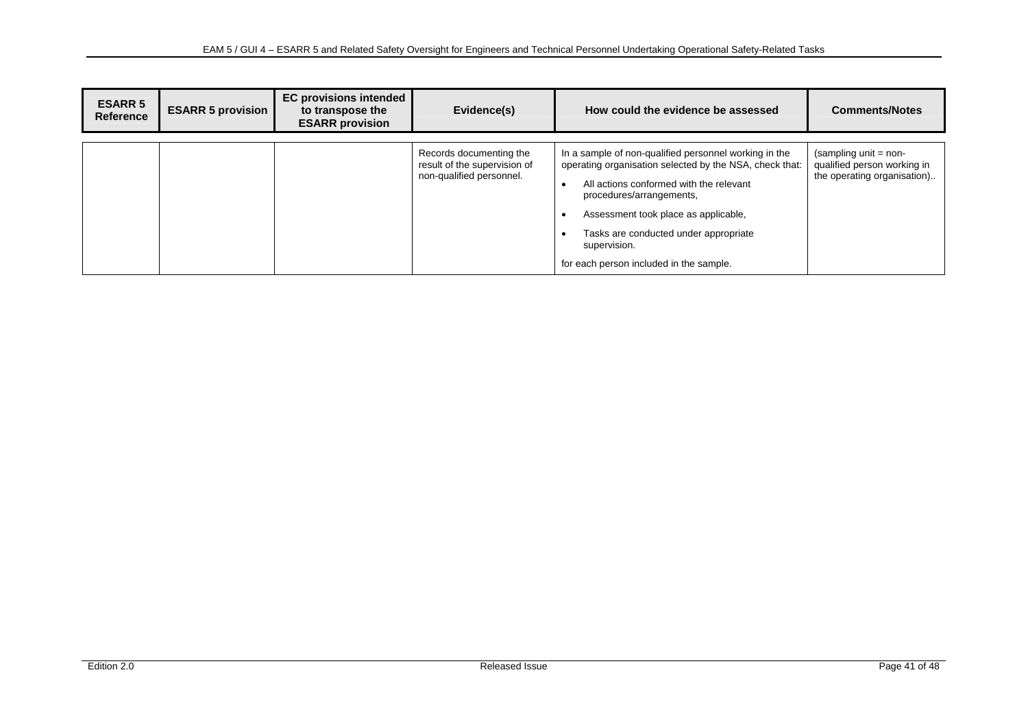| ESARR 5 Reference | ESARR 5 provision | EC provisions intended to transpose the ESARR provision | Evidence(s) | How could the evidence be assessed | Comments/Notes |
|---|---|---|---|---|---|
| | | | Records documenting the result of the supervision of non-qualified personnel. | In a sample of non-qualified personnel working in the operating organisation selected by the NSA, check that:<br>• All actions conformed with the relevant procedures/arrangements,<br>• Assessment took place as applicable,<br>• Tasks are conducted under appropriate supervision.<br>for each person included in the sample. | (sampling unit = non-qualified person working in the operating organisation).. |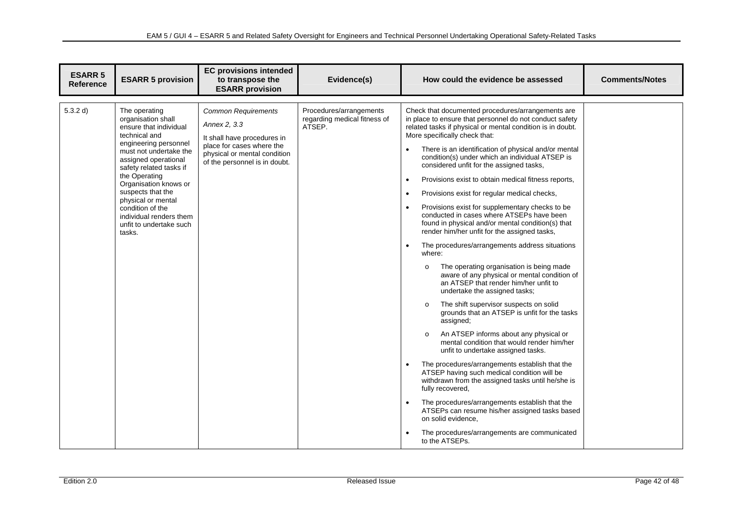| ESARR 5 Reference | ESARR 5 provision | EC provisions intended to transpose the ESARR provision | Evidence(s) | How could the evidence be assessed | Comments/Notes |
|---|---|---|---|---|---|
| 5.3.2 d) | The operating organisation shall ensure that individual technical and engineering personnel must not undertake the assigned operational safety related tasks if the Operating Organisation knows or suspects that the physical or mental condition of the individual renders them unfit to undertake such tasks. | *Common Requirements*<br><br>*Annex 2, 3.3*<br><br>It shall have procedures in place for cases where the physical or mental condition of the personnel is in doubt. | Procedures/arrangements regarding medical fitness of ATSEP. | Check that documented procedures/arrangements are in place to ensure that personnel do not conduct safety related tasks if physical or mental condition is in doubt. More specifically check that:<br><br>• There is an identification of physical and/or mental condition(s) under which an individual ATSEP is considered unfit for the assigned tasks,<br><br>• Provisions exist to obtain medical fitness reports,<br><br>• Provisions exist for regular medical checks,<br><br>• Provisions exist for supplementary checks to be conducted in cases where ATSEPs have been found in physical and/or mental condition(s) that render him/her unfit for the assigned tasks,<br><br>• The procedures/arrangements address situations where:<br><br>o The operating organisation is being made aware of any physical or mental condition of an ATSEP that render him/her unfit to undertake the assigned tasks;<br><br>o The shift supervisor suspects on solid grounds that an ATSEP is unfit for the tasks assigned;<br><br>o An ATSEP informs about any physical or mental condition that would render him/her unfit to undertake assigned tasks.<br><br>• The procedures/arrangements establish that the ATSEP having such medical condition will be withdrawn from the assigned tasks until he/she is fully recovered,<br><br>• The procedures/arrangements establish that the ATSEPs can resume his/her assigned tasks based on solid evidence,<br><br>• The procedures/arrangements are communicated to the ATSEPs. | |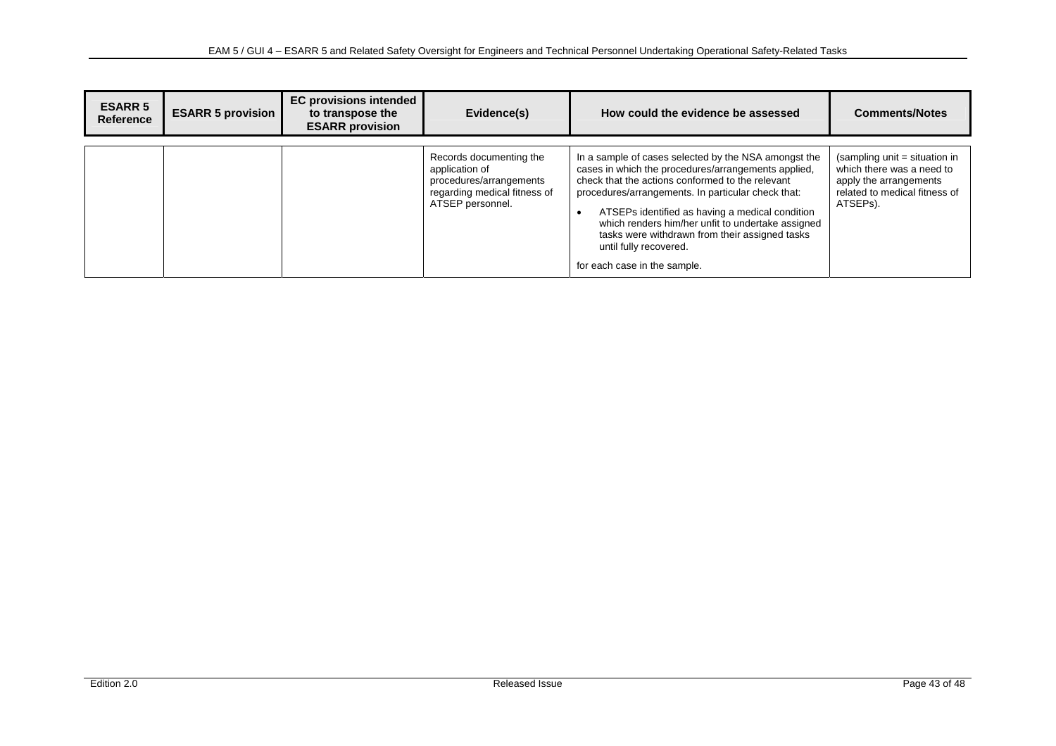| ESARR 5 Reference | ESARR 5 provision | EC provisions intended to transpose the ESARR provision | Evidence(s) | How could the evidence be assessed | Comments/Notes |
|---|---|---|---|---|---|
| | | | Records documenting the application of procedures/arrangements regarding medical fitness of ATSEP personnel. | In a sample of cases selected by the NSA amongst the cases in which the procedures/arrangements applied, check that the actions conformed to the relevant procedures/arrangements. In particular check that: <br>• ATSEPs identified as having a medical condition which renders him/her unfit to undertake assigned tasks were withdrawn from their assigned tasks until fully recovered. <br>for each case in the sample. | (sampling unit = situation in which there was a need to apply the arrangements related to medical fitness of ATSEPs). |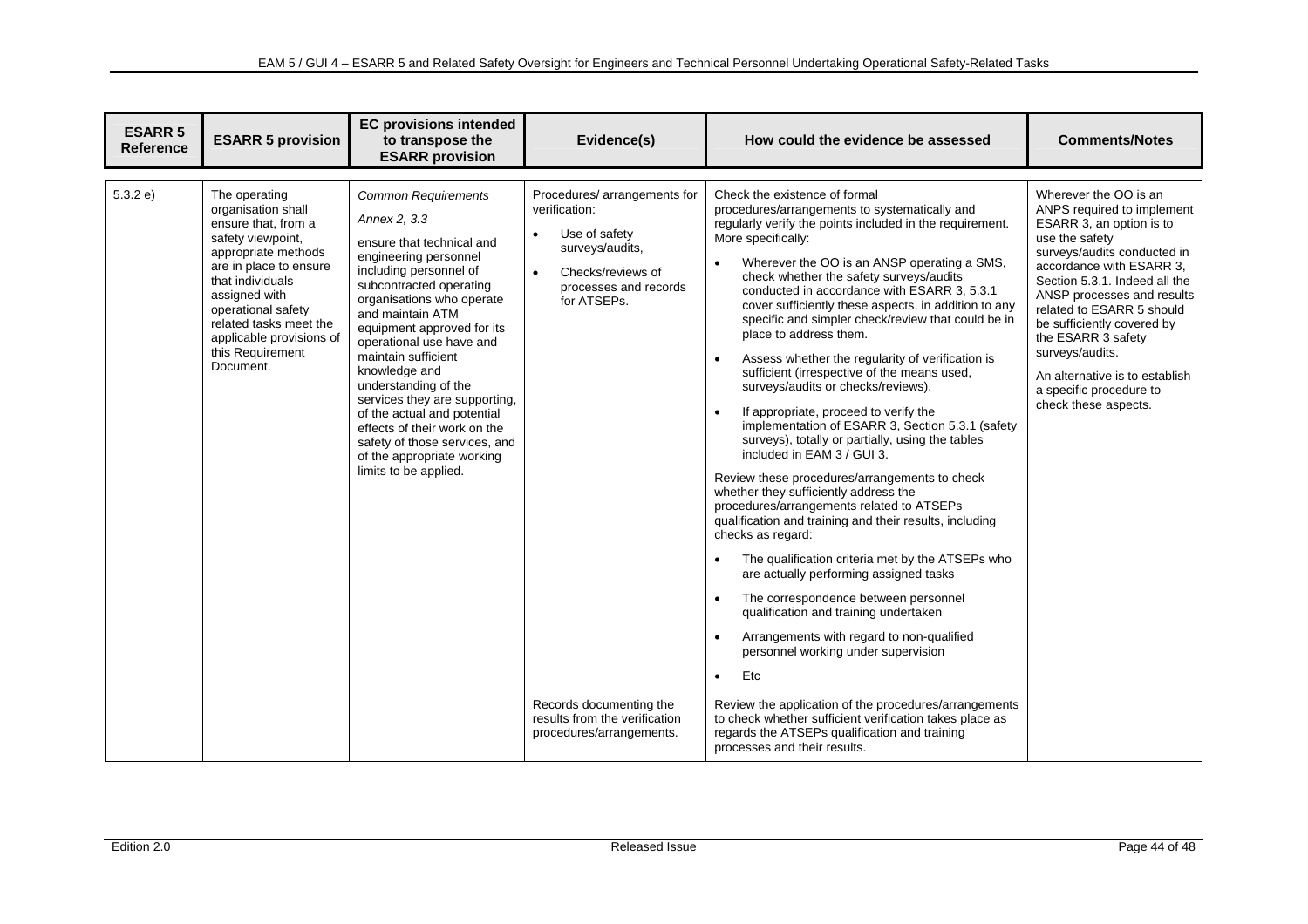| ESARR 5 Reference | ESARR 5 provision | EC provisions intended to transpose the ESARR provision | Evidence(s) | How could the evidence be assessed | Comments/Notes |
|---|---|---|---|---|---|
| 5.3.2 e) | The operating organisation shall ensure that, from a safety viewpoint, appropriate methods are in place to ensure that individuals assigned with operational safety related tasks meet the applicable provisions of this Requirement Document. | *Common Requirements* <br> *Annex 2, 3.3* <br> ensure that technical and engineering personnel including personnel of subcontracted operating organisations who operate and maintain ATM equipment approved for its operational use have and maintain sufficient knowledge and understanding of the services they are supporting, of the actual and potential effects of their work on the safety of those services, and of the appropriate working limits to be applied. | Procedures/ arrangements for verification: <br> • Use of safety surveys/audits, <br> • Checks/reviews of processes and records for ATSEPs. | Check the existence of formal procedures/arrangements to systematically and regularly verify the points included in the requirement. More specifically: <br> • Wherever the OO is an ANSP operating a SMS, check whether the safety surveys/audits conducted in accordance with ESARR 3, 5.3.1 cover sufficiently these aspects, in addition to any specific and simpler check/review that could be in place to address them. <br> • Assess whether the regularity of verification is sufficient (irrespective of the means used, surveys/audits or checks/reviews). <br> • If appropriate, proceed to verify the implementation of ESARR 3, Section 5.3.1 (safety surveys), totally or partially, using the tables included in EAM 3 / GUI 3. <br> Review these procedures/arrangements to check whether they sufficiently address the procedures/arrangements related to ATSEPs qualification and training and their results, including checks as regard: <br> • The qualification criteria met by the ATSEPs who are actually performing assigned tasks <br> • The correspondence between personnel qualification and training undertaken <br> • Arrangements with regard to non-qualified personnel working under supervision <br> • Etc | Wherever the OO is an ANPS required to implement ESARR 3, an option is to use the safety surveys/audits conducted in accordance with ESARR 3, Section 5.3.1. Indeed all the ANSP processes and results related to ESARR 5 should be sufficiently covered by the ESARR 3 safety surveys/audits. <br> An alternative is to establish a specific procedure to check these aspects. |
| | | | Records documenting the results from the verification procedures/arrangements. | Review the application of the procedures/arrangements to check whether sufficient verification takes place as regards the ATSEPs qualification and training processes and their results. | |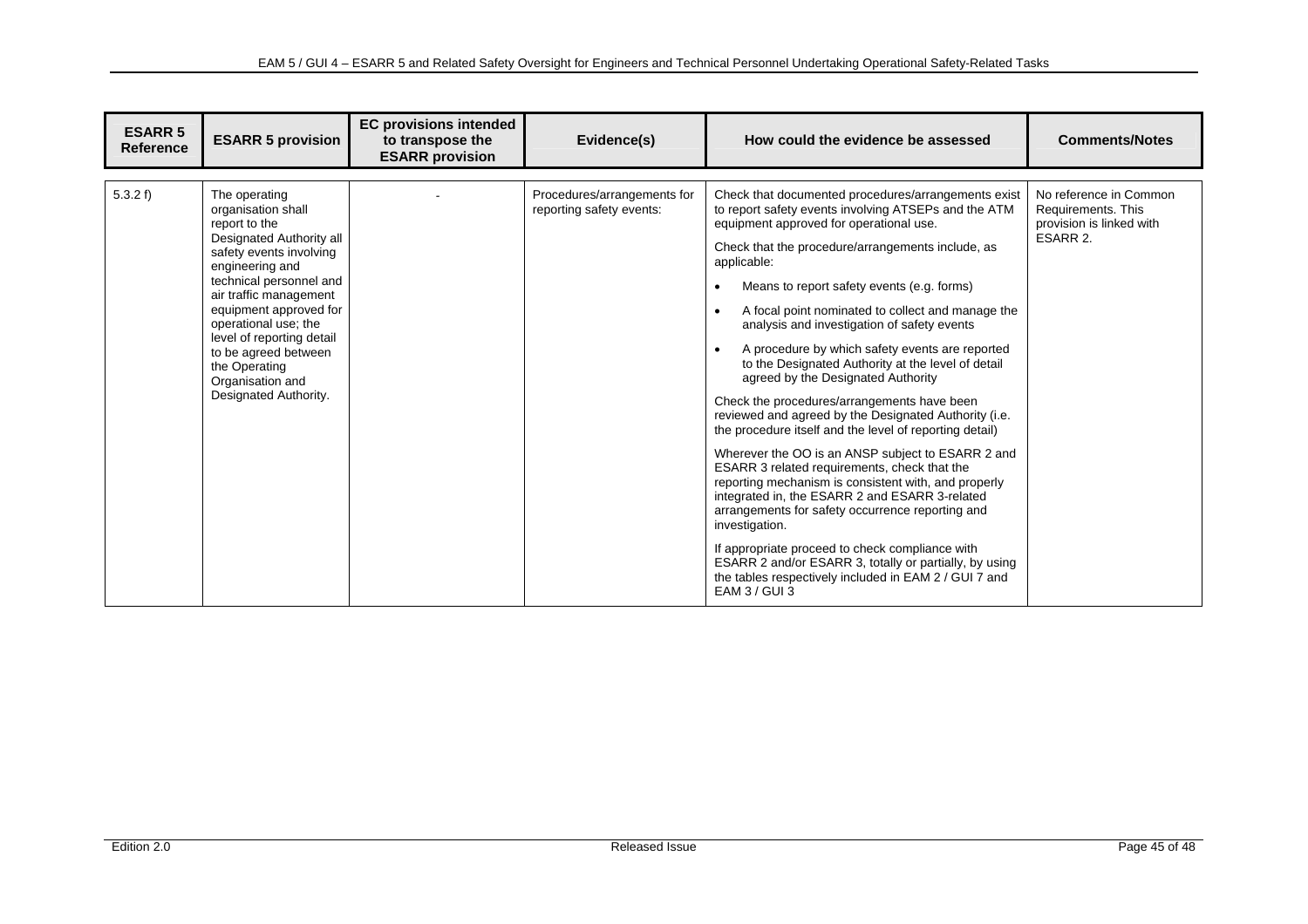| ESARR 5 Reference | ESARR 5 provision | EC provisions intended to transpose the ESARR provision | Evidence(s) | How could the evidence be assessed | Comments/Notes |
|---|---|---|---|---|---|
| 5.3.2 f) | The operating organisation shall report to the Designated Authority all safety events involving engineering and technical personnel and air traffic management equipment approved for operational use; the level of reporting detail to be agreed between the Operating Organisation and Designated Authority. | - | Procedures/arrangements for reporting safety events: | Check that documented procedures/arrangements exist to report safety events involving ATSEPs and the ATM equipment approved for operational use.<br><br>Check that the procedure/arrangements include, as applicable:<br><br>• Means to report safety events (e.g. forms)<br><br>• A focal point nominated to collect and manage the analysis and investigation of safety events<br><br>• A procedure by which safety events are reported to the Designated Authority at the level of detail agreed by the Designated Authority<br><br>Check the procedures/arrangements have been reviewed and agreed by the Designated Authority (i.e. the procedure itself and the level of reporting detail)<br><br>Wherever the OO is an ANSP subject to ESARR 2 and ESARR 3 related requirements, check that the reporting mechanism is consistent with, and properly integrated in, the ESARR 2 and ESARR 3-related arrangements for safety occurrence reporting and investigation.<br><br>If appropriate proceed to check compliance with ESARR 2 and/or ESARR 3, totally or partially, by using the tables respectively included in EAM 2 / GUI 7 and EAM 3 / GUI 3 | No reference in Common Requirements. This provision is linked with ESARR 2. |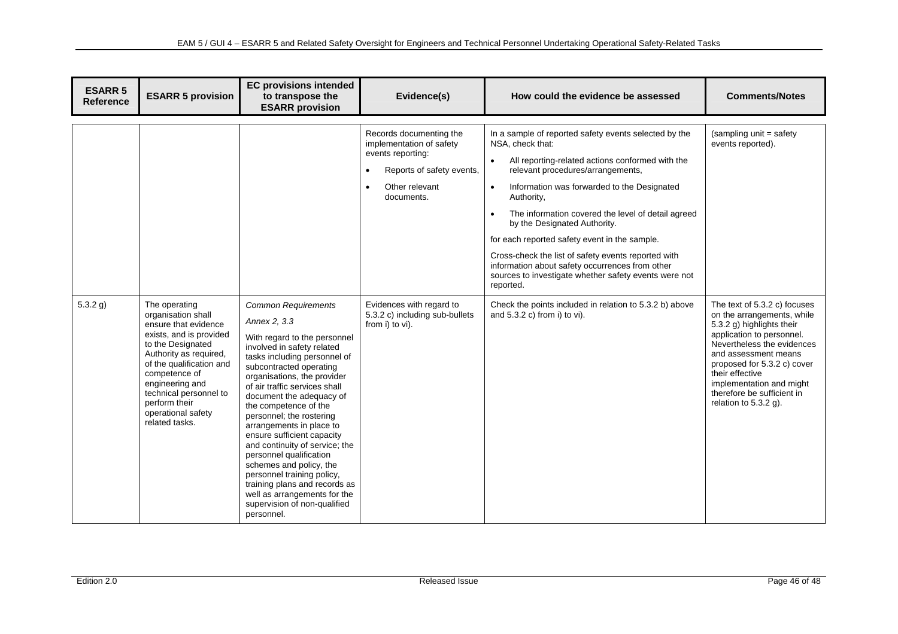| ESARR 5 Reference | ESARR 5 provision | EC provisions intended to transpose the ESARR provision | Evidence(s) | How could the evidence be assessed | Comments/Notes |
|---|---|---|---|---|---|
| | | | Records documenting the implementation of safety events reporting:<br>• Reports of safety events,<br>• Other relevant documents. | In a sample of reported safety events selected by the NSA, check that:<br>• All reporting-related actions conformed with the relevant procedures/arrangements,<br>• Information was forwarded to the Designated Authority,<br>• The information covered the level of detail agreed by the Designated Authority.<br>for each reported safety event in the sample.<br>Cross-check the list of safety events reported with information about safety occurrences from other sources to investigate whether safety events were not reported. | (sampling unit = safety events reported). |
| 5.3.2 g) | The operating organisation shall ensure that evidence exists, and is provided to the Designated Authority as required, of the qualification and competence of engineering and technical personnel to perform their operational safety related tasks. | *Common Requirements*<br>*Annex 2, 3.3*<br>With regard to the personnel involved in safety related tasks including personnel of subcontracted operating organisations, the provider of air traffic services shall document the adequacy of the competence of the personnel; the rostering arrangements in place to ensure sufficient capacity and continuity of service; the personnel qualification schemes and policy, the personnel training policy, training plans and records as well as arrangements for the supervision of non-qualified personnel. | Evidences with regard to 5.3.2 c) including sub-bullets from i) to vi). | Check the points included in relation to 5.3.2 b) above and 5.3.2 c) from i) to vi). | The text of 5.3.2 c) focuses on the arrangements, while 5.3.2 g) highlights their application to personnel. Nevertheless the evidences and assessment means proposed for 5.3.2 c) cover their effective implementation and might therefore be sufficient in relation to 5.3.2 g). |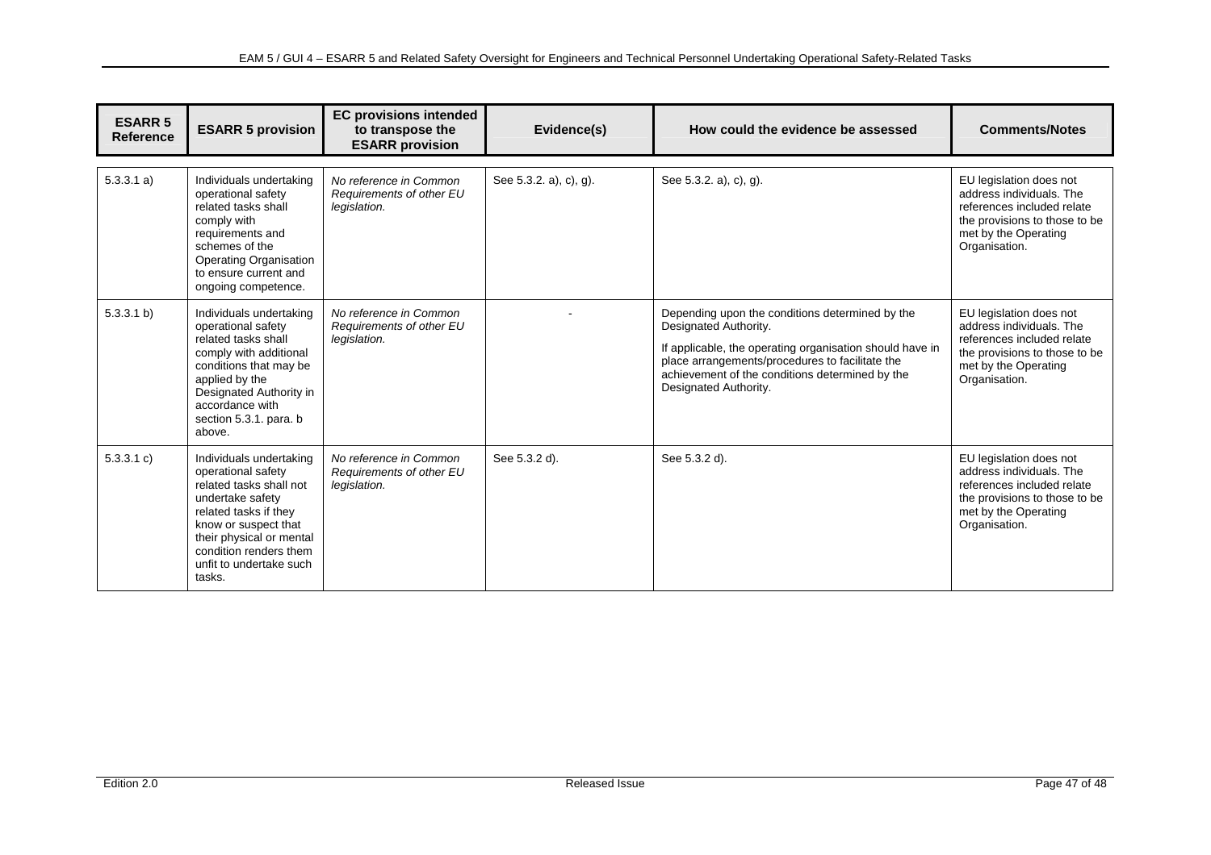| ESARR 5 Reference | ESARR 5 provision | EC provisions intended to transpose the ESARR provision | Evidence(s) | How could the evidence be assessed | Comments/Notes |
|---|---|---|---|---|---|
| 5.3.3.1 a) | Individuals undertaking operational safety related tasks shall comply with requirements and schemes of the Operating Organisation to ensure current and ongoing competence. | *No reference in Common Requirements of other EU legislation.* | See 5.3.2. a), c), g). | See 5.3.2. a), c), g). | EU legislation does not address individuals. The references included relate the provisions to those to be met by the Operating Organisation. |
| 5.3.3.1 b) | Individuals undertaking operational safety related tasks shall comply with additional conditions that may be applied by the Designated Authority in accordance with section 5.3.1. para. b above. | *No reference in Common Requirements of other EU legislation.* | - | Depending upon the conditions determined by the Designated Authority.<br><br>If applicable, the operating organisation should have in place arrangements/procedures to facilitate the achievement of the conditions determined by the Designated Authority. | EU legislation does not address individuals. The references included relate the provisions to those to be met by the Operating Organisation. |
| 5.3.3.1 c) | Individuals undertaking operational safety related tasks shall not undertake safety related tasks if they know or suspect that their physical or mental condition renders them unfit to undertake such tasks. | *No reference in Common Requirements of other EU legislation.* | See 5.3.2 d). | See 5.3.2 d). | EU legislation does not address individuals. The references included relate the provisions to those to be met by the Operating Organisation. |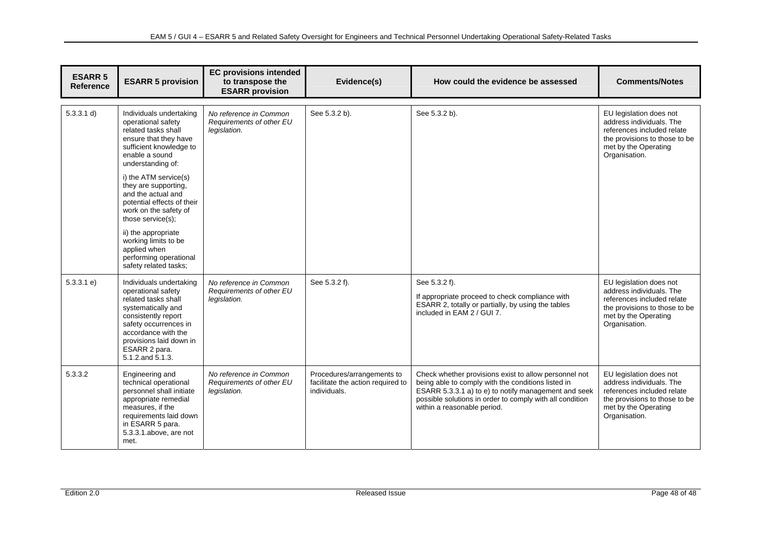| ESARR 5 Reference | ESARR 5 provision | EC provisions intended to transpose the ESARR provision | Evidence(s) | How could the evidence be assessed | Comments/Notes |
|---|---|---|---|---|---|
| 5.3.3.1 d) | Individuals undertaking operational safety related tasks shall ensure that they have sufficient knowledge to enable a sound understanding of:<br><br>i) the ATM service(s) they are supporting, and the actual and potential effects of their work on the safety of those service(s);<br><br>ii) the appropriate working limits to be applied when performing operational safety related tasks; | *No reference in Common Requirements of other EU legislation.* | See 5.3.2 b). | See 5.3.2 b). | EU legislation does not address individuals. The references included relate the provisions to those to be met by the Operating Organisation. |
| 5.3.3.1 e) | Individuals undertaking operational safety related tasks shall systematically and consistently report safety occurrences in accordance with the provisions laid down in ESARR 2 para. 5.1.2.and 5.1.3. | *No reference in Common Requirements of other EU legislation.* | See 5.3.2 f). | See 5.3.2 f).<br><br>If appropriate proceed to check compliance with ESARR 2, totally or partially, by using the tables included in EAM 2 / GUI 7. | EU legislation does not address individuals. The references included relate the provisions to those to be met by the Operating Organisation. |
| 5.3.3.2 | Engineering and technical operational personnel shall initiate appropriate remedial measures, if the requirements laid down in ESARR 5 para. 5.3.3.1.above, are not met. | *No reference in Common Requirements of other EU legislation.* | Procedures/arrangements to facilitate the action required to individuals. | Check whether provisions exist to allow personnel not being able to comply with the conditions listed in ESARR 5.3.3.1 a) to e) to notify management and seek possible solutions in order to comply with all condition within a reasonable period. | EU legislation does not address individuals. The references included relate the provisions to those to be met by the Operating Organisation. |